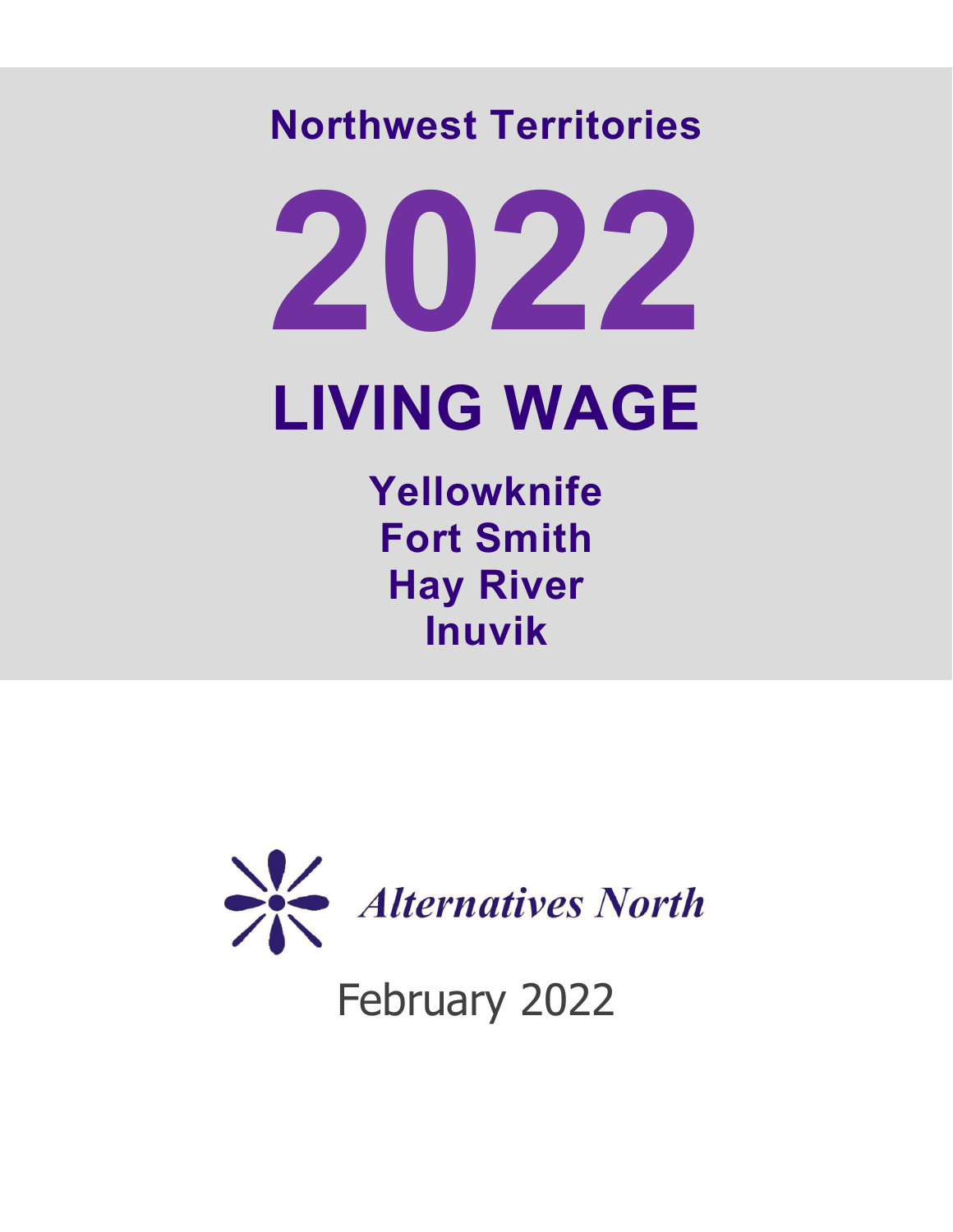**Northwest Territories**

# 2022

# LIVING WAGE

**Yellowknife**
**Fort Smith**
**Hay River**
**Inuvik**

*Alternatives North*

February 2022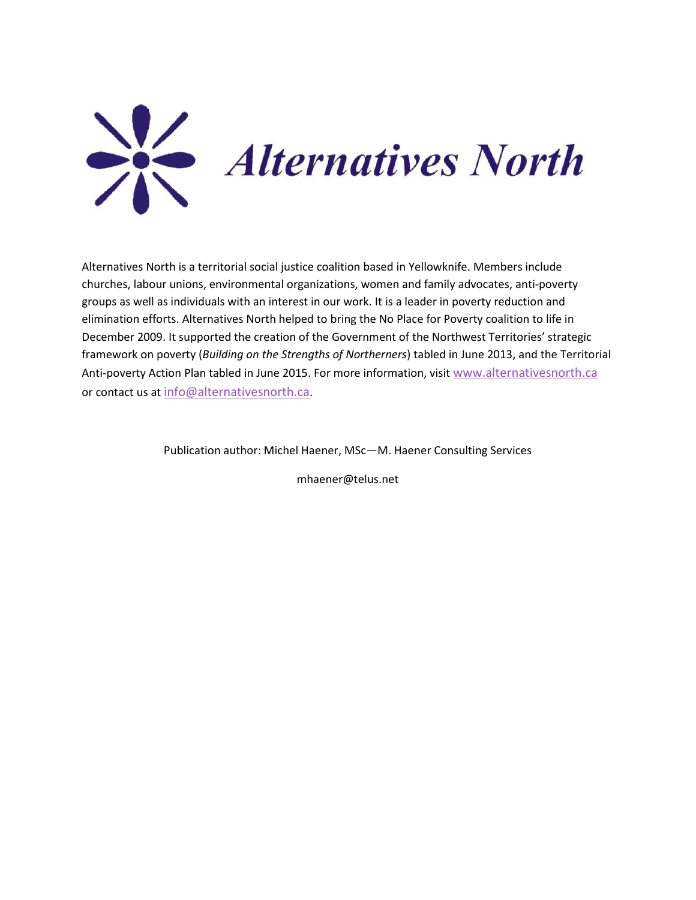# Alternatives North

Alternatives North is a territorial social justice coalition based in Yellowknife. Members include churches, labour unions, environmental organizations, women and family advocates, anti-poverty groups as well as individuals with an interest in our work. It is a leader in poverty reduction and elimination efforts. Alternatives North helped to bring the No Place for Poverty coalition to life in December 2009. It supported the creation of the Government of the Northwest Territories' strategic framework on poverty (*Building on the Strengths of Northerners*) tabled in June 2013, and the Territorial Anti-poverty Action Plan tabled in June 2015. For more information, visit www.alternativesnorth.ca or contact us at info@alternativesnorth.ca.

Publication author: Michel Haener, MSc—M. Haener Consulting Services

mhaener@telus.net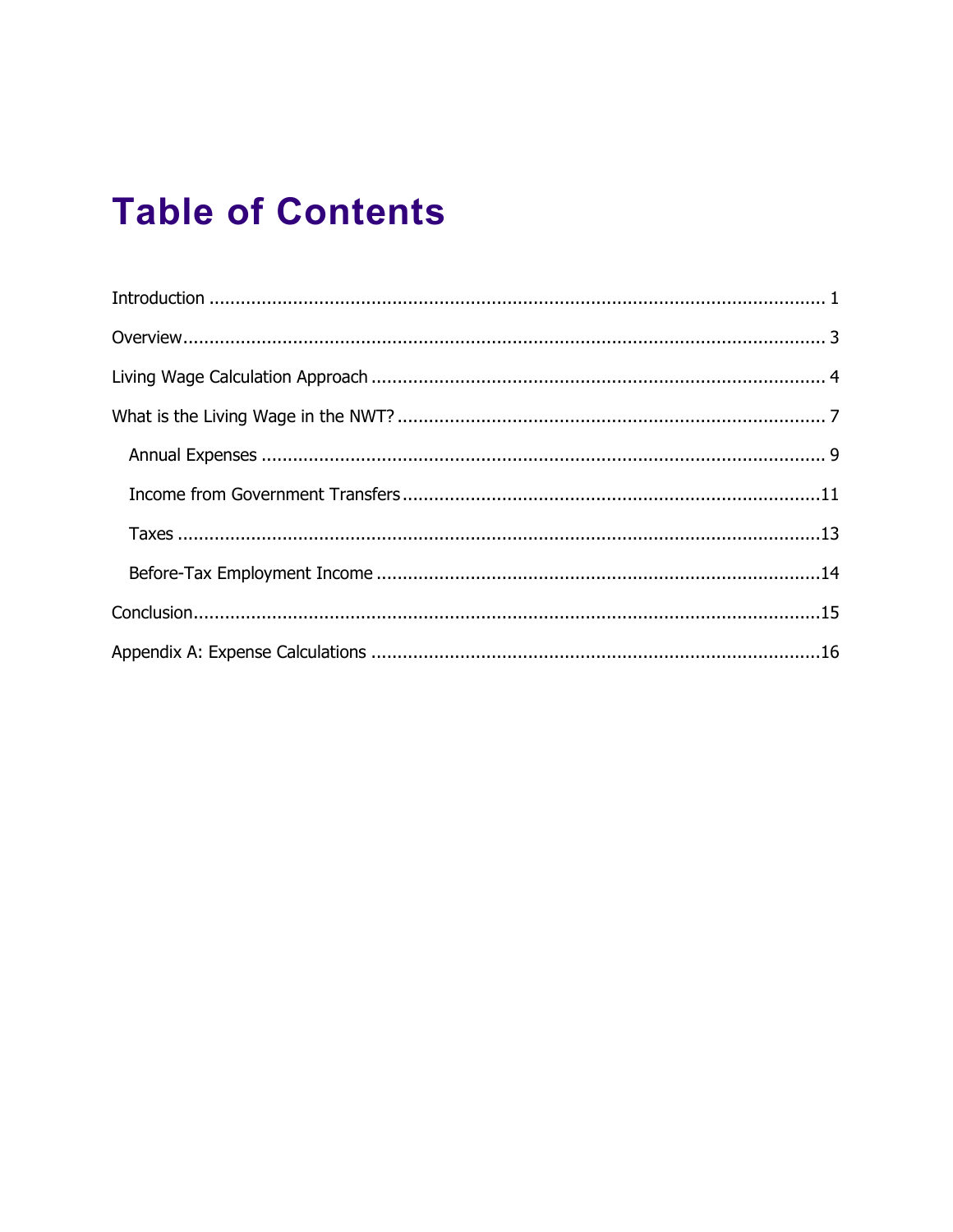# Table of Contents

Introduction ........................................................................................................ 1

Overview.............................................................................................................. 3

Living Wage Calculation Approach ....................................................................... 4

What is the Living Wage in the NWT? .................................................................. 7

- Annual Expenses ............................................................................................. 9
- Income from Government Transfers ................................................................11
- Taxes ..............................................................................................................13
- Before-Tax Employment Income ......................................................................14

Conclusion...........................................................................................................15

Appendix A: Expense Calculations .......................................................................16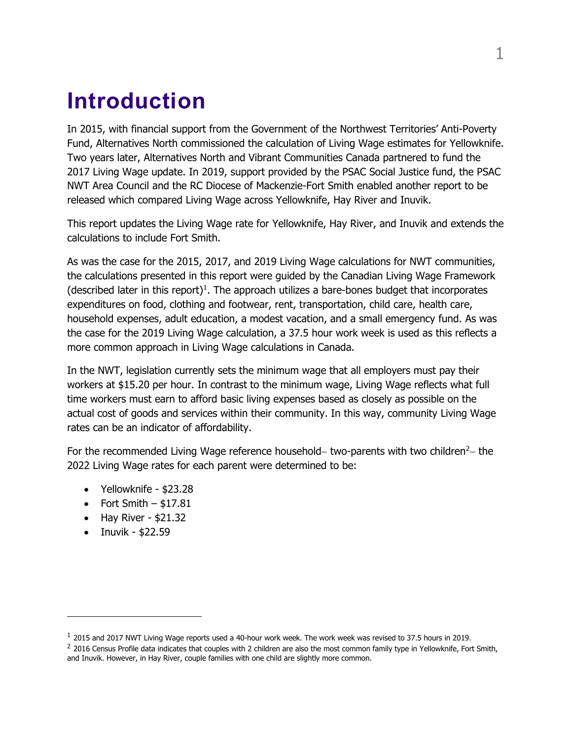# Introduction

In 2015, with financial support from the Government of the Northwest Territories' Anti-Poverty Fund, Alternatives North commissioned the calculation of Living Wage estimates for Yellowknife. Two years later, Alternatives North and Vibrant Communities Canada partnered to fund the 2017 Living Wage update. In 2019, support provided by the PSAC Social Justice fund, the PSAC NWT Area Council and the RC Diocese of Mackenzie-Fort Smith enabled another report to be released which compared Living Wage across Yellowknife, Hay River and Inuvik.

This report updates the Living Wage rate for Yellowknife, Hay River, and Inuvik and extends the calculations to include Fort Smith.

As was the case for the 2015, 2017, and 2019 Living Wage calculations for NWT communities, the calculations presented in this report were guided by the Canadian Living Wage Framework (described later in this report)[1]. The approach utilizes a bare-bones budget that incorporates expenditures on food, clothing and footwear, rent, transportation, child care, health care, household expenses, adult education, a modest vacation, and a small emergency fund. As was the case for the 2019 Living Wage calculation, a 37.5 hour work week is used as this reflects a more common approach in Living Wage calculations in Canada.

In the NWT, legislation currently sets the minimum wage that all employers must pay their workers at $15.20 per hour. In contrast to the minimum wage, Living Wage reflects what full time workers must earn to afford basic living expenses based as closely as possible on the actual cost of goods and services within their community. In this way, community Living Wage rates can be an indicator of affordability.

For the recommended Living Wage reference household– two-parents with two children[2]– the 2022 Living Wage rates for each parent were determined to be:

- Yellowknife - $23.28
- Fort Smith – $17.81
- Hay River - $21.32
- Inuvik - $22.59

---

[1] 2015 and 2017 NWT Living Wage reports used a 40-hour work week. The work week was revised to 37.5 hours in 2019.

[2] 2016 Census Profile data indicates that couples with 2 children are also the most common family type in Yellowknife, Fort Smith, and Inuvik. However, in Hay River, couple families with one child are slightly more common.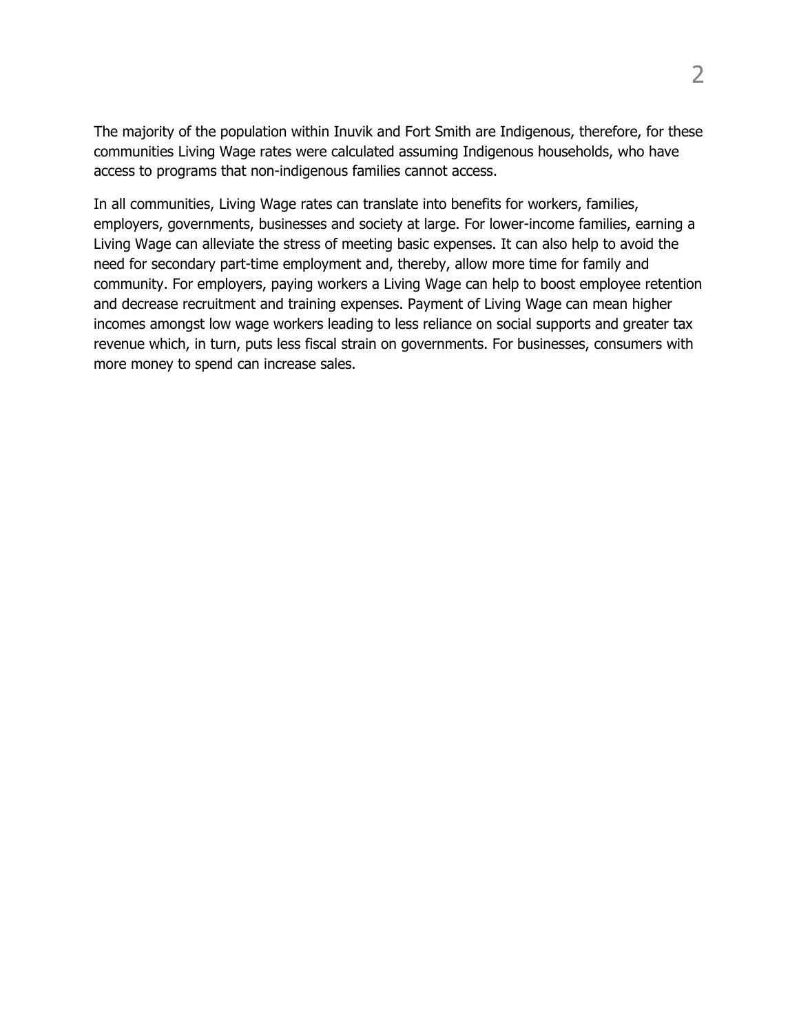The majority of the population within Inuvik and Fort Smith are Indigenous, therefore, for these communities Living Wage rates were calculated assuming Indigenous households, who have access to programs that non-indigenous families cannot access.

In all communities, Living Wage rates can translate into benefits for workers, families, employers, governments, businesses and society at large. For lower-income families, earning a Living Wage can alleviate the stress of meeting basic expenses. It can also help to avoid the need for secondary part-time employment and, thereby, allow more time for family and community. For employers, paying workers a Living Wage can help to boost employee retention and decrease recruitment and training expenses. Payment of Living Wage can mean higher incomes amongst low wage workers leading to less reliance on social supports and greater tax revenue which, in turn, puts less fiscal strain on governments. For businesses, consumers with more money to spend can increase sales.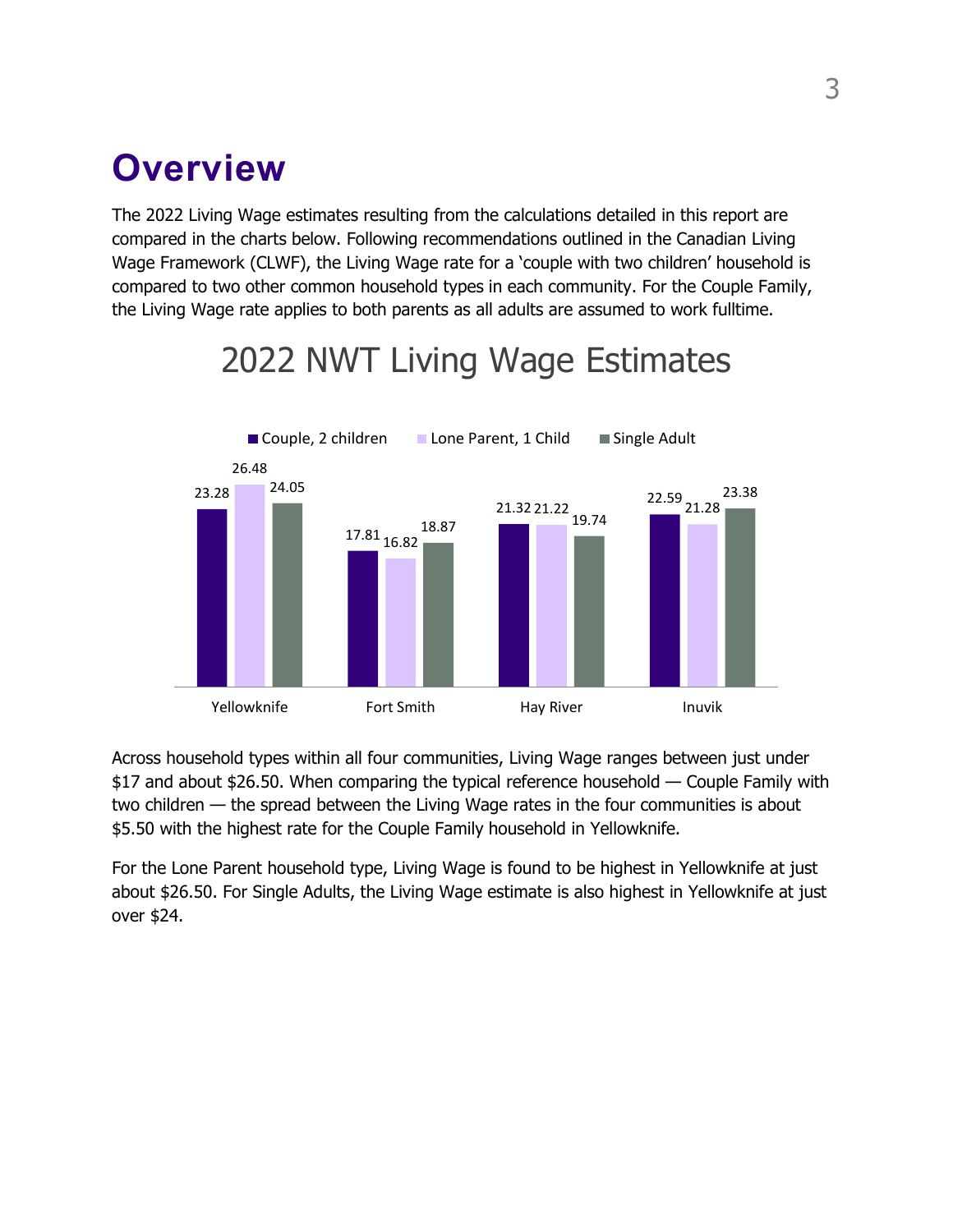# Overview

The 2022 Living Wage estimates resulting from the calculations detailed in this report are compared in the charts below. Following recommendations outlined in the Canadian Living Wage Framework (CLWF), the Living Wage rate for a 'couple with two children' household is compared to two other common household types in each community. For the Couple Family, the Living Wage rate applies to both parents as all adults are assumed to work fulltime.

**2022 NWT Living Wage Estimates**

| | Couple, 2 children | Lone Parent, 1 Child | Single Adult |
|---|---|---|---|
| Yellowknife | 23.28 | 26.48 | 24.05 |
| Fort Smith | 17.81 | 16.82 | 18.87 |
| Hay River | 21.32 | 21.22 | 19.74 |
| Inuvik | 22.59 | 21.28 | 23.38 |

Across household types within all four communities, Living Wage ranges between just under $17 and about $26.50. When comparing the typical reference household — Couple Family with two children — the spread between the Living Wage rates in the four communities is about $5.50 with the highest rate for the Couple Family household in Yellowknife.

For the Lone Parent household type, Living Wage is found to be highest in Yellowknife at just about $26.50. For Single Adults, the Living Wage estimate is also highest in Yellowknife at just over $24.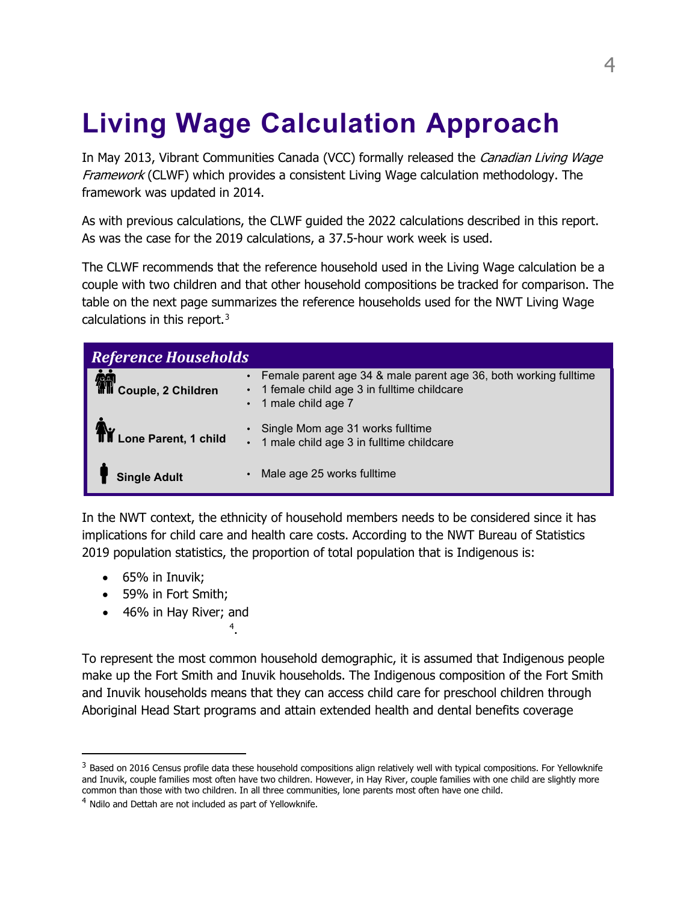# Living Wage Calculation Approach

In May 2013, Vibrant Communities Canada (VCC) formally released the *Canadian Living Wage Framework* (CLWF) which provides a consistent Living Wage calculation methodology. The framework was updated in 2014.

As with previous calculations, the CLWF guided the 2022 calculations described in this report. As was the case for the 2019 calculations, a 37.5-hour work week is used.

The CLWF recommends that the reference household used in the Living Wage calculation be a couple with two children and that other household compositions be tracked for comparison. The table on the next page summarizes the reference households used for the NWT Living Wage calculations in this report.[3]

| *Reference Households* | |
|---|---|
| **Couple, 2 Children** | • Female parent age 34 & male parent age 36, both working fulltime<br>• 1 female child age 3 in fulltime childcare<br>• 1 male child age 7 |
| **Lone Parent, 1 child** | • Single Mom age 31 works fulltime<br>• 1 male child age 3 in fulltime childcare |
| **Single Adult** | • Male age 25 works fulltime |

In the NWT context, the ethnicity of household members needs to be considered since it has implications for child care and health care costs. According to the NWT Bureau of Statistics 2019 population statistics, the proportion of total population that is Indigenous is:

- 65% in Inuvik;
- 59% in Fort Smith;
- 46% in Hay River; and
- [4].

To represent the most common household demographic, it is assumed that Indigenous people make up the Fort Smith and Inuvik households. The Indigenous composition of the Fort Smith and Inuvik households means that they can access child care for preschool children through Aboriginal Head Start programs and attain extended health and dental benefits coverage

---

[3] Based on 2016 Census profile data these household compositions align relatively well with typical compositions. For Yellowknife and Inuvik, couple families most often have two children. However, in Hay River, couple families with one child are slightly more common than those with two children. In all three communities, lone parents most often have one child.

[4] Ndilo and Dettah are not included as part of Yellowknife.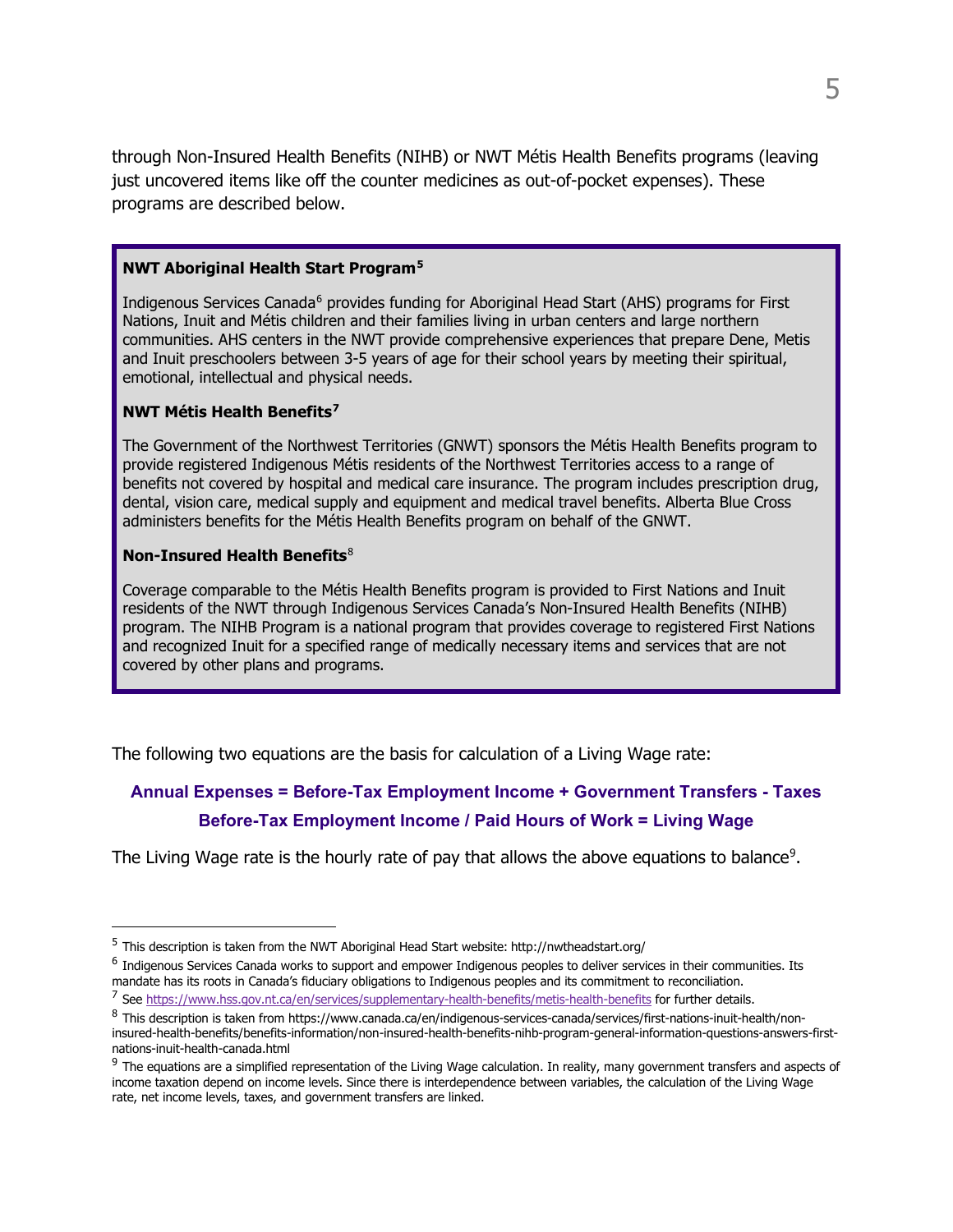through Non-Insured Health Benefits (NIHB) or NWT Métis Health Benefits programs (leaving just uncovered items like off the counter medicines as out-of-pocket expenses). These programs are described below.

**NWT Aboriginal Health Start Program**[5]

Indigenous Services Canada[6] provides funding for Aboriginal Head Start (AHS) programs for First Nations, Inuit and Métis children and their families living in urban centers and large northern communities. AHS centers in the NWT provide comprehensive experiences that prepare Dene, Metis and Inuit preschoolers between 3-5 years of age for their school years by meeting their spiritual, emotional, intellectual and physical needs.

**NWT Métis Health Benefits**[7]

The Government of the Northwest Territories (GNWT) sponsors the Métis Health Benefits program to provide registered Indigenous Métis residents of the Northwest Territories access to a range of benefits not covered by hospital and medical care insurance. The program includes prescription drug, dental, vision care, medical supply and equipment and medical travel benefits. Alberta Blue Cross administers benefits for the Métis Health Benefits program on behalf of the GNWT.

**Non-Insured Health Benefits**[8]

Coverage comparable to the Métis Health Benefits program is provided to First Nations and Inuit residents of the NWT through Indigenous Services Canada's Non-Insured Health Benefits (NIHB) program. The NIHB Program is a national program that provides coverage to registered First Nations and recognized Inuit for a specified range of medically necessary items and services that are not covered by other plans and programs.

The following two equations are the basis for calculation of a Living Wage rate:

**Annual Expenses = Before-Tax Employment Income + Government Transfers - Taxes**

**Before-Tax Employment Income / Paid Hours of Work = Living Wage**

The Living Wage rate is the hourly rate of pay that allows the above equations to balance[9].

---

[5] This description is taken from the NWT Aboriginal Head Start website: http://nwtheadstart.org/

[6] Indigenous Services Canada works to support and empower Indigenous peoples to deliver services in their communities. Its mandate has its roots in Canada's fiduciary obligations to Indigenous peoples and its commitment to reconciliation.

[7] See https://www.hss.gov.nt.ca/en/services/supplementary-health-benefits/metis-health-benefits for further details.

[8] This description is taken from https://www.canada.ca/en/indigenous-services-canada/services/first-nations-inuit-health/non-insured-health-benefits/benefits-information/non-insured-health-benefits-nihb-program-general-information-questions-answers-first-nations-inuit-health-canada.html

[9] The equations are a simplified representation of the Living Wage calculation. In reality, many government transfers and aspects of income taxation depend on income levels. Since there is interdependence between variables, the calculation of the Living Wage rate, net income levels, taxes, and government transfers are linked.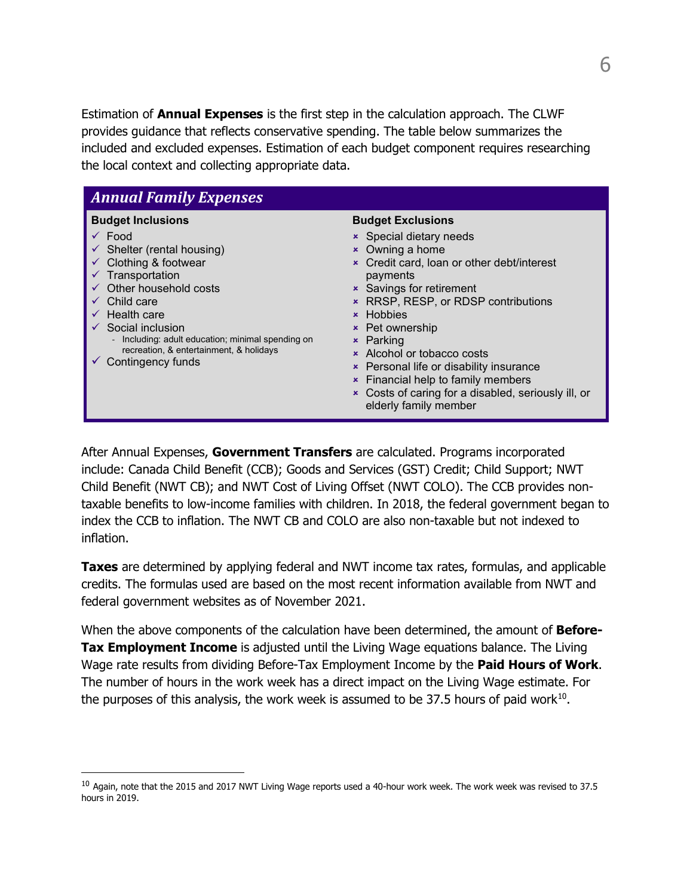Estimation of **Annual Expenses** is the first step in the calculation approach. The CLWF provides guidance that reflects conservative spending. The table below summarizes the included and excluded expenses. Estimation of each budget component requires researching the local context and collecting appropriate data.

### *Annual Family Expenses*

**Budget Inclusions**

- ✓ Food
- ✓ Shelter (rental housing)
- ✓ Clothing & footwear
- ✓ Transportation
- ✓ Other household costs
- ✓ Child care
- ✓ Health care
- ✓ Social inclusion
  - Including: adult education; minimal spending on recreation, & entertainment, & holidays
- ✓ Contingency funds

**Budget Exclusions**

- × Special dietary needs
- × Owning a home
- × Credit card, loan or other debt/interest payments
- × Savings for retirement
- × RRSP, RESP, or RDSP contributions
- × Hobbies
- × Pet ownership
- × Parking
- × Alcohol or tobacco costs
- × Personal life or disability insurance
- × Financial help to family members
- × Costs of caring for a disabled, seriously ill, or elderly family member

After Annual Expenses, **Government Transfers** are calculated. Programs incorporated include: Canada Child Benefit (CCB); Goods and Services (GST) Credit; Child Support; NWT Child Benefit (NWT CB); and NWT Cost of Living Offset (NWT COLO). The CCB provides non-taxable benefits to low-income families with children. In 2018, the federal government began to index the CCB to inflation. The NWT CB and COLO are also non-taxable but not indexed to inflation.

**Taxes** are determined by applying federal and NWT income tax rates, formulas, and applicable credits. The formulas used are based on the most recent information available from NWT and federal government websites as of November 2021.

When the above components of the calculation have been determined, the amount of **Before-Tax Employment Income** is adjusted until the Living Wage equations balance. The Living Wage rate results from dividing Before-Tax Employment Income by the **Paid Hours of Work**. The number of hours in the work week has a direct impact on the Living Wage estimate. For the purposes of this analysis, the work week is assumed to be 37.5 hours of paid work[10].

[10] Again, note that the 2015 and 2017 NWT Living Wage reports used a 40-hour work week. The work week was revised to 37.5 hours in 2019.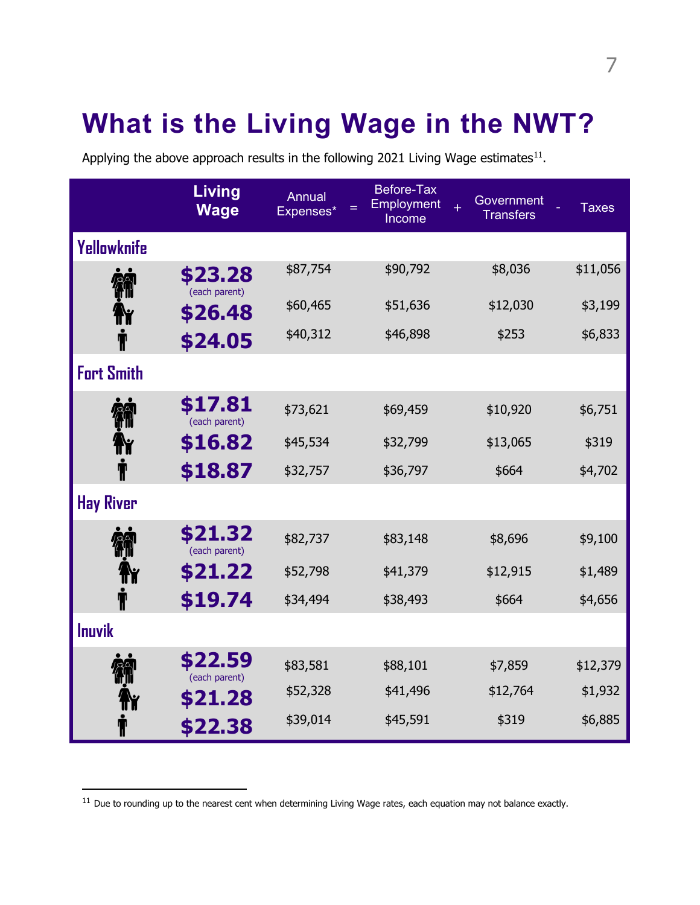# What is the Living Wage in the NWT?

Applying the above approach results in the following 2021 Living Wage estimates[11].

| | Living Wage | Annual Expenses* | = | Before-Tax Employment Income | + | Government Transfers | - | Taxes |
|---|---|---|---|---|---|---|---|---|
| **Yellowknife** | | | | | | | | |
| Two-parent family | $23.28 (each parent) | $87,754 | | $90,792 | | $8,036 | | $11,056 |
| Single parent | $26.48 | $60,465 | | $51,636 | | $12,030 | | $3,199 |
| Single person | $24.05 | $40,312 | | $46,898 | | $253 | | $6,833 |
| **Fort Smith** | | | | | | | | |
| Two-parent family | $17.81 (each parent) | $73,621 | | $69,459 | | $10,920 | | $6,751 |
| Single parent | $16.82 | $45,534 | | $32,799 | | $13,065 | | $319 |
| Single person | $18.87 | $32,757 | | $36,797 | | $664 | | $4,702 |
| **Hay River** | | | | | | | | |
| Two-parent family | $21.32 (each parent) | $82,737 | | $83,148 | | $8,696 | | $9,100 |
| Single parent | $21.22 | $52,798 | | $41,379 | | $12,915 | | $1,489 |
| Single person | $19.74 | $34,494 | | $38,493 | | $664 | | $4,656 |
| **Inuvik** | | | | | | | | |
| Two-parent family | $22.59 (each parent) | $83,581 | | $88,101 | | $7,859 | | $12,379 |
| Single parent | $21.28 | $52,328 | | $41,496 | | $12,764 | | $1,932 |
| Single person | $22.38 | $39,014 | | $45,591 | | $319 | | $6,885 |

[11] Due to rounding up to the nearest cent when determining Living Wage rates, each equation may not balance exactly.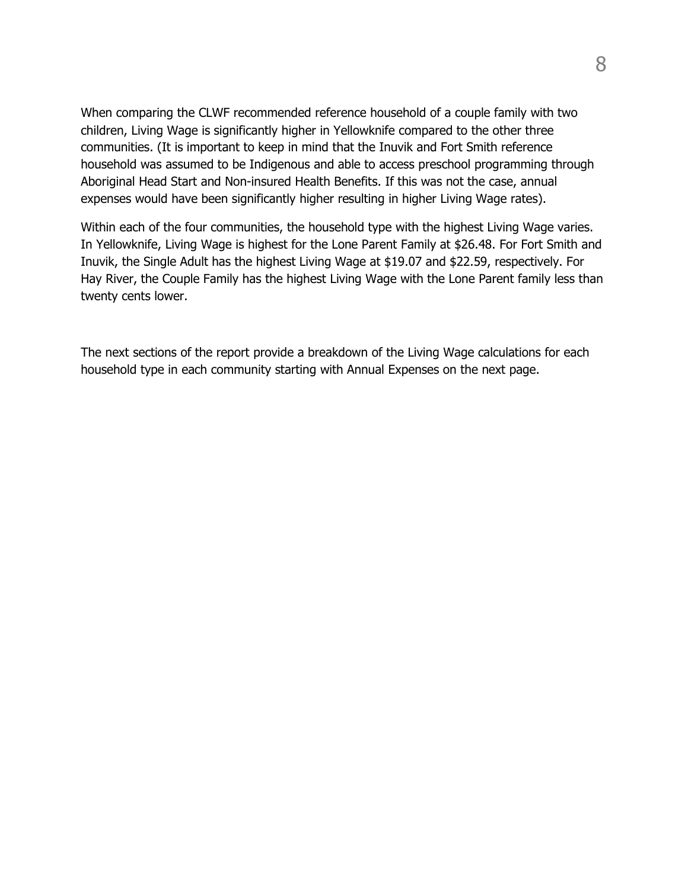When comparing the CLWF recommended reference household of a couple family with two children, Living Wage is significantly higher in Yellowknife compared to the other three communities. (It is important to keep in mind that the Inuvik and Fort Smith reference household was assumed to be Indigenous and able to access preschool programming through Aboriginal Head Start and Non-insured Health Benefits. If this was not the case, annual expenses would have been significantly higher resulting in higher Living Wage rates).

Within each of the four communities, the household type with the highest Living Wage varies. In Yellowknife, Living Wage is highest for the Lone Parent Family at $26.48. For Fort Smith and Inuvik, the Single Adult has the highest Living Wage at $19.07 and $22.59, respectively. For Hay River, the Couple Family has the highest Living Wage with the Lone Parent family less than twenty cents lower.

The next sections of the report provide a breakdown of the Living Wage calculations for each household type in each community starting with Annual Expenses on the next page.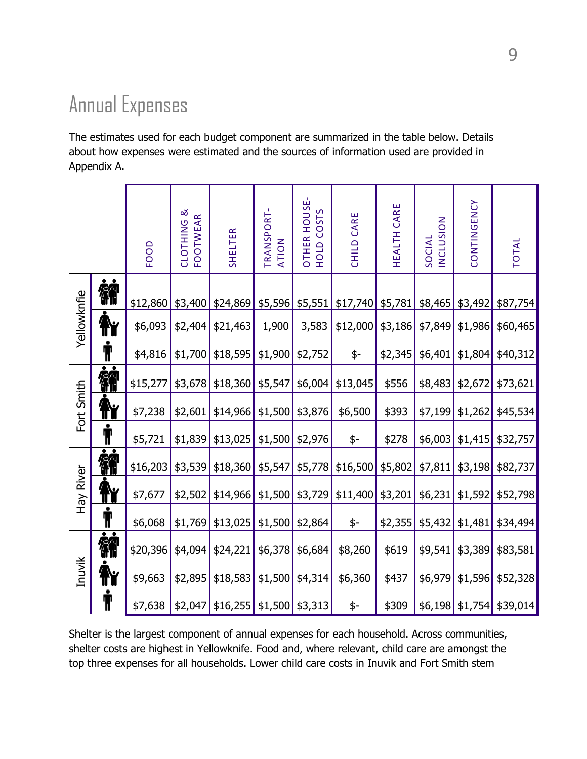# Annual Expenses

The estimates used for each budget component are summarized in the table below. Details about how expenses were estimated and the sources of information used are provided in Appendix A.

| | | FOOD | CLOTHING & FOOTWEAR | SHELTER | TRANSPORT-ATION | OTHER HOUSE-HOLD COSTS | CHILD CARE | HEALTH CARE | SOCIAL INCLUSION | CONTINGENCY | TOTAL |
|---|---|---|---|---|---|---|---|---|---|---|---|
| Yellowknfie | | $12,860 | $3,400 | $24,869 | $5,596 | $5,551 | $17,740 | $5,781 | $8,465 | $3,492 | $87,754 |
| | | $6,093 | $2,404 | $21,463 | 1,900 | 3,583 | $12,000 | $3,186 | $7,849 | $1,986 | $60,465 |
| | | $4,816 | $1,700 | $18,595 | $1,900 | $2,752 | $- | $2,345 | $6,401 | $1,804 | $40,312 |
| Fort Smith | | $15,277 | $3,678 | $18,360 | $5,547 | $6,004 | $13,045 | $556 | $8,483 | $2,672 | $73,621 |
| | | $7,238 | $2,601 | $14,966 | $1,500 | $3,876 | $6,500 | $393 | $7,199 | $1,262 | $45,534 |
| | | $5,721 | $1,839 | $13,025 | $1,500 | $2,976 | $- | $278 | $6,003 | $1,415 | $32,757 |
| Hay River | | $16,203 | $3,539 | $18,360 | $5,547 | $5,778 | $16,500 | $5,802 | $7,811 | $3,198 | $82,737 |
| | | $7,677 | $2,502 | $14,966 | $1,500 | $3,729 | $11,400 | $3,201 | $6,231 | $1,592 | $52,798 |
| | | $6,068 | $1,769 | $13,025 | $1,500 | $2,864 | $- | $2,355 | $5,432 | $1,481 | $34,494 |
| Inuvik | | $20,396 | $4,094 | $24,221 | $6,378 | $6,684 | $8,260 | $619 | $9,541 | $3,389 | $83,581 |
| | | $9,663 | $2,895 | $18,583 | $1,500 | $4,314 | $6,360 | $437 | $6,979 | $1,596 | $52,328 |
| | | $7,638 | $2,047 | $16,255 | $1,500 | $3,313 | $- | $309 | $6,198 | $1,754 | $39,014 |

Shelter is the largest component of annual expenses for each household. Across communities, shelter costs are highest in Yellowknife. Food and, where relevant, child care are amongst the top three expenses for all households. Lower child care costs in Inuvik and Fort Smith stem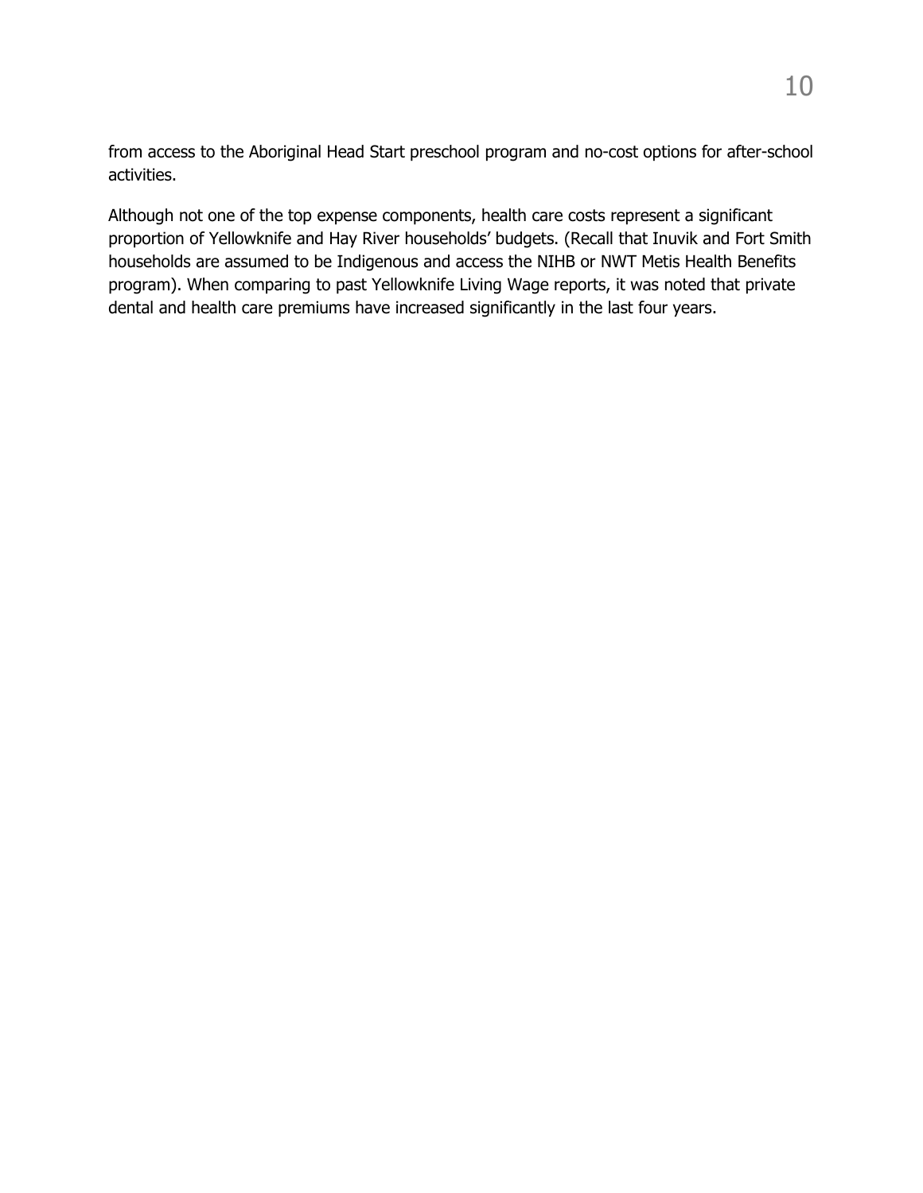from access to the Aboriginal Head Start preschool program and no-cost options for after-school activities.

Although not one of the top expense components, health care costs represent a significant proportion of Yellowknife and Hay River households' budgets. (Recall that Inuvik and Fort Smith households are assumed to be Indigenous and access the NIHB or NWT Metis Health Benefits program). When comparing to past Yellowknife Living Wage reports, it was noted that private dental and health care premiums have increased significantly in the last four years.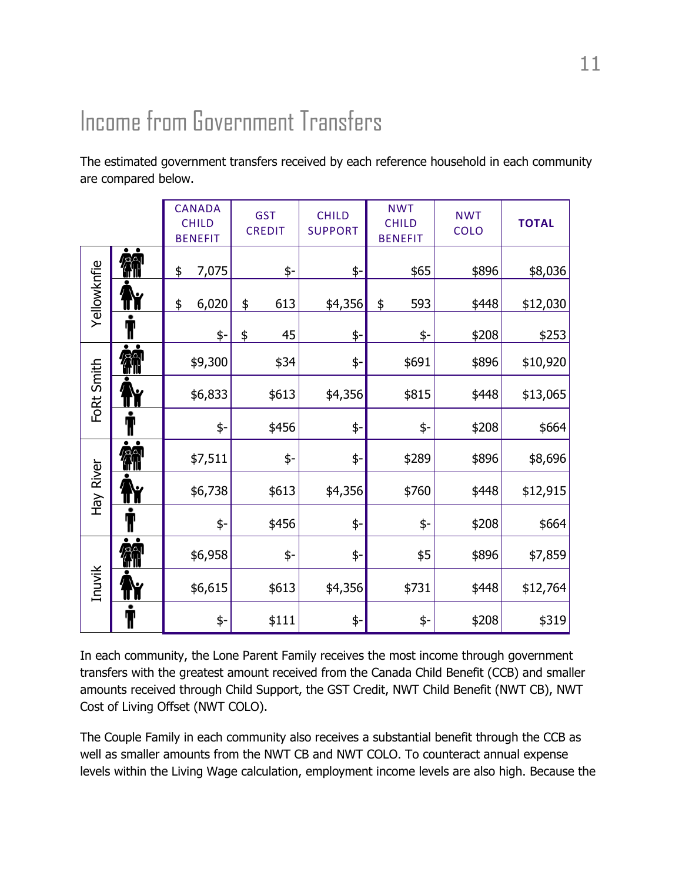# Income from Government Transfers

The estimated government transfers received by each reference household in each community are compared below.

| | | CANADA CHILD BENEFIT | GST CREDIT | CHILD SUPPORT | NWT CHILD BENEFIT | NWT COLO | TOTAL |
|---|---|---|---|---|---|---|---|
| Yellowknfie | Couple Family | $ 7,075 | $- | $- | $65 | $896 | $8,036 |
| | Lone Parent Family | $ 6,020 | $ 613 | $4,356 | $ 593 | $448 | $12,030 |
| | Single | $- | $ 45 | $- | $- | $208 | $253 |
| FoRt Smith | Couple Family | $9,300 | $34 | $- | $691 | $896 | $10,920 |
| | Lone Parent Family | $6,833 | $613 | $4,356 | $815 | $448 | $13,065 |
| | Single | $- | $456 | $- | $- | $208 | $664 |
| Hay River | Couple Family | $7,511 | $- | $- | $289 | $896 | $8,696 |
| | Lone Parent Family | $6,738 | $613 | $4,356 | $760 | $448 | $12,915 |
| | Single | $- | $456 | $- | $- | $208 | $664 |
| Inuvik | Couple Family | $6,958 | $- | $- | $5 | $896 | $7,859 |
| | Lone Parent Family | $6,615 | $613 | $4,356 | $731 | $448 | $12,764 |
| | Single | $- | $111 | $- | $- | $208 | $319 |

In each community, the Lone Parent Family receives the most income through government transfers with the greatest amount received from the Canada Child Benefit (CCB) and smaller amounts received through Child Support, the GST Credit, NWT Child Benefit (NWT CB), NWT Cost of Living Offset (NWT COLO).

The Couple Family in each community also receives a substantial benefit through the CCB as well as smaller amounts from the NWT CB and NWT COLO. To counteract annual expense levels within the Living Wage calculation, employment income levels are also high. Because the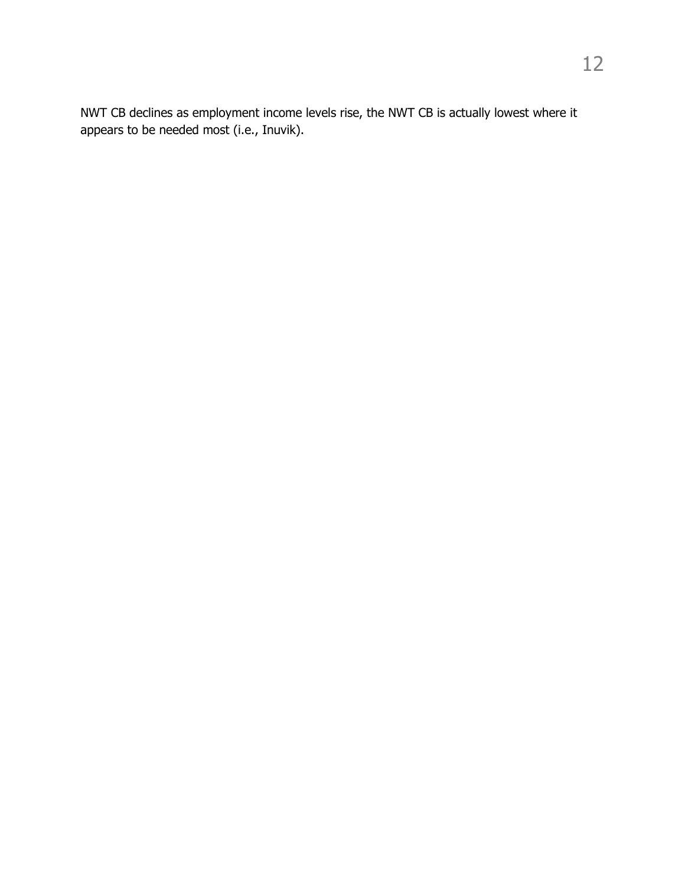NWT CB declines as employment income levels rise, the NWT CB is actually lowest where it appears to be needed most (i.e., Inuvik).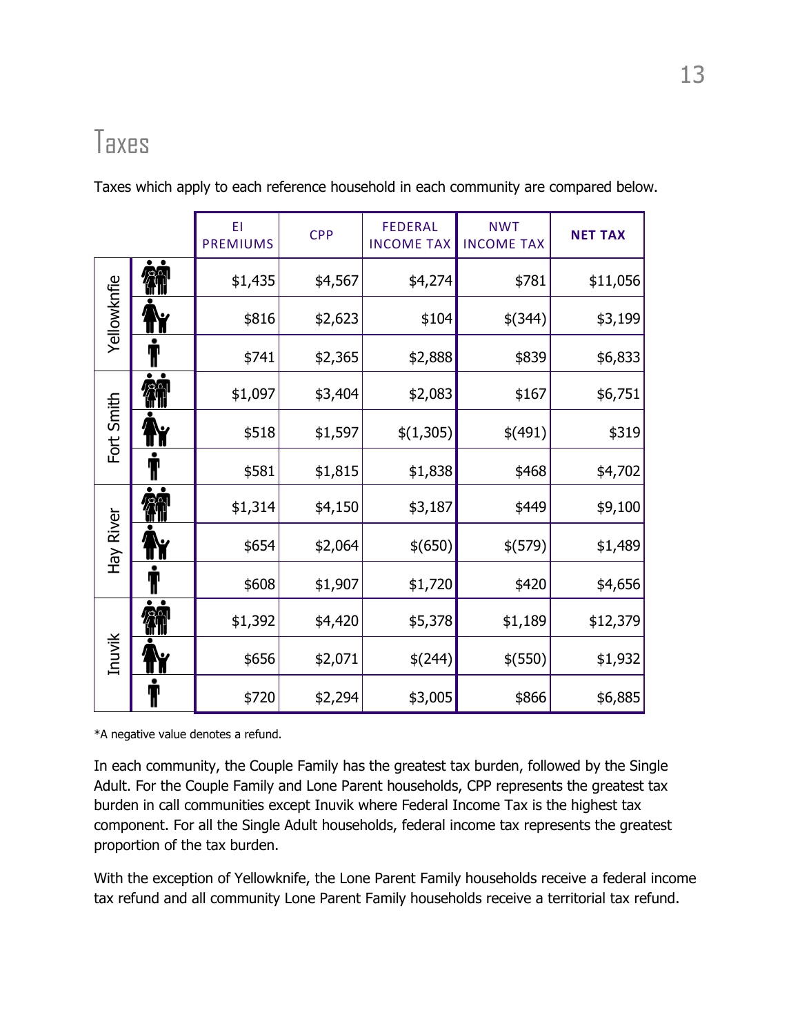# Taxes

Taxes which apply to each reference household in each community are compared below.

| | | EI PREMIUMS | CPP | FEDERAL INCOME TAX | NWT INCOME TAX | NET TAX |
|---|---|---|---|---|---|---|
| Yellowknfie | Couple Family | $1,435 | $4,567 | $4,274 | $781 | $11,056 |
| | Lone Parent | $816 | $2,623 | $104 | $(344) | $3,199 |
| | Single Adult | $741 | $2,365 | $2,888 | $839 | $6,833 |
| Fort Smith | Couple Family | $1,097 | $3,404 | $2,083 | $167 | $6,751 |
| | Lone Parent | $518 | $1,597 | $(1,305) | $(491) | $319 |
| | Single Adult | $581 | $1,815 | $1,838 | $468 | $4,702 |
| Hay River | Couple Family | $1,314 | $4,150 | $3,187 | $449 | $9,100 |
| | Lone Parent | $654 | $2,064 | $(650) | $(579) | $1,489 |
| | Single Adult | $608 | $1,907 | $1,720 | $420 | $4,656 |
| Inuvik | Couple Family | $1,392 | $4,420 | $5,378 | $1,189 | $12,379 |
| | Lone Parent | $656 | $2,071 | $(244) | $(550) | $1,932 |
| | Single Adult | $720 | $2,294 | $3,005 | $866 | $6,885 |

*A negative value denotes a refund.

In each community, the Couple Family has the greatest tax burden, followed by the Single Adult. For the Couple Family and Lone Parent households, CPP represents the greatest tax burden in call communities except Inuvik where Federal Income Tax is the highest tax component. For all the Single Adult households, federal income tax represents the greatest proportion of the tax burden.

With the exception of Yellowknife, the Lone Parent Family households receive a federal income tax refund and all community Lone Parent Family households receive a territorial tax refund.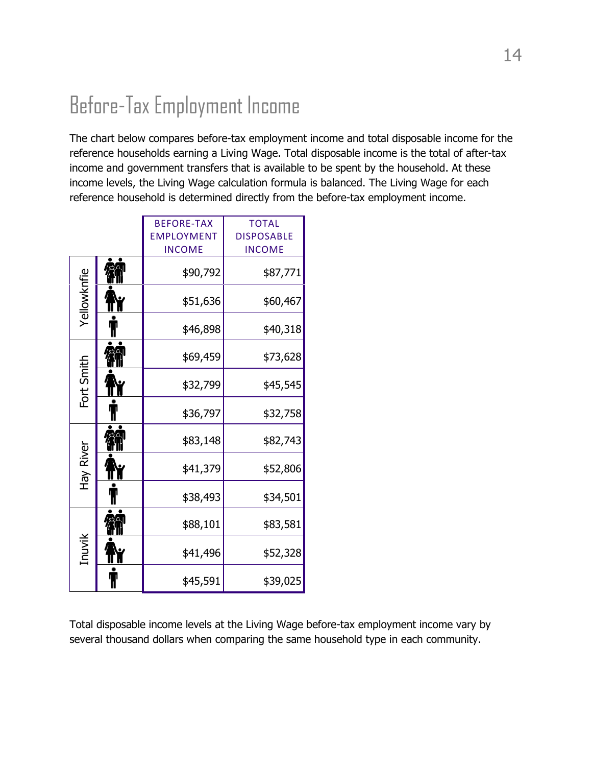# Before-Tax Employment Income

The chart below compares before-tax employment income and total disposable income for the reference households earning a Living Wage. Total disposable income is the total of after-tax income and government transfers that is available to be spent by the household. At these income levels, the Living Wage calculation formula is balanced. The Living Wage for each reference household is determined directly from the before-tax employment income.

| Community | Household | BEFORE-TAX EMPLOYMENT INCOME | TOTAL DISPOSABLE INCOME |
|---|---|---|---|
| Yellowknfie | Two parents, two children | $90,792 | $87,771 |
| | Single parent, one child | $51,636 | $60,467 |
| | Single adult | $46,898 | $40,318 |
| Fort Smith | Two parents, two children | $69,459 | $73,628 |
| | Single parent, one child | $32,799 | $45,545 |
| | Single adult | $36,797 | $32,758 |
| Hay River | Two parents, two children | $83,148 | $82,743 |
| | Single parent, one child | $41,379 | $52,806 |
| | Single adult | $38,493 | $34,501 |
| Inuvik | Two parents, two children | $88,101 | $83,581 |
| | Single parent, one child | $41,496 | $52,328 |
| | Single adult | $45,591 | $39,025 |

Total disposable income levels at the Living Wage before-tax employment income vary by several thousand dollars when comparing the same household type in each community.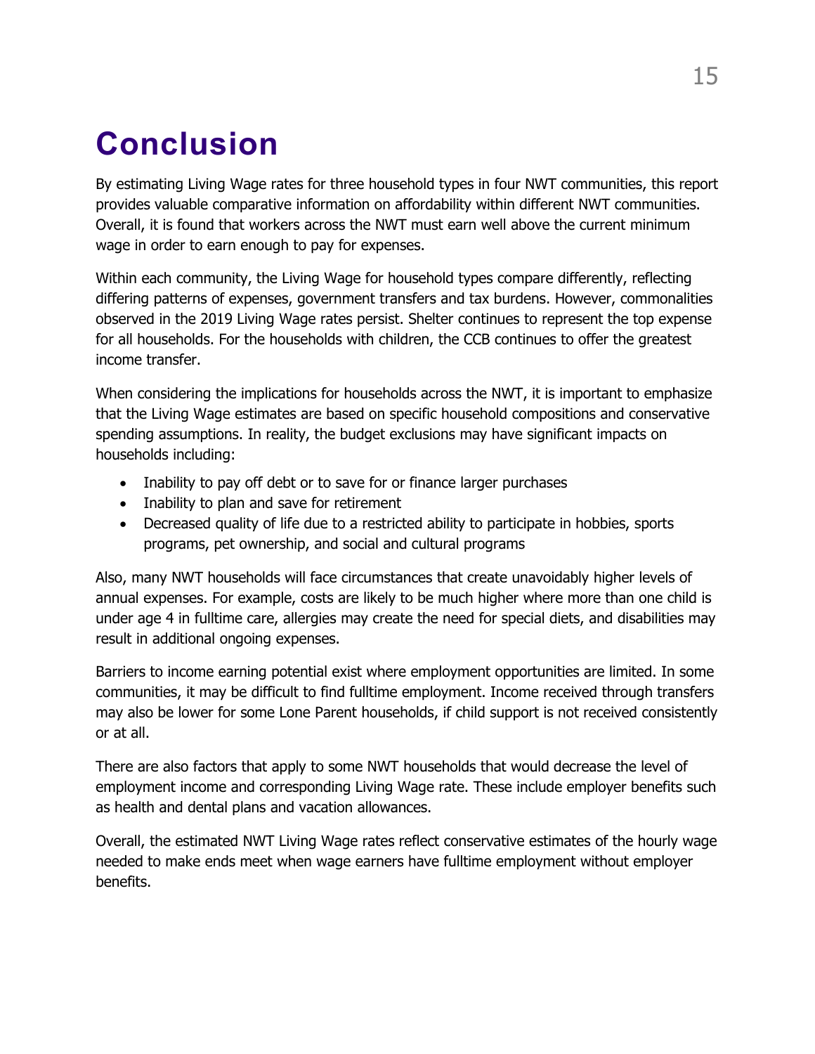# Conclusion

By estimating Living Wage rates for three household types in four NWT communities, this report provides valuable comparative information on affordability within different NWT communities. Overall, it is found that workers across the NWT must earn well above the current minimum wage in order to earn enough to pay for expenses.

Within each community, the Living Wage for household types compare differently, reflecting differing patterns of expenses, government transfers and tax burdens. However, commonalities observed in the 2019 Living Wage rates persist. Shelter continues to represent the top expense for all households. For the households with children, the CCB continues to offer the greatest income transfer.

When considering the implications for households across the NWT, it is important to emphasize that the Living Wage estimates are based on specific household compositions and conservative spending assumptions. In reality, the budget exclusions may have significant impacts on households including:

- Inability to pay off debt or to save for or finance larger purchases
- Inability to plan and save for retirement
- Decreased quality of life due to a restricted ability to participate in hobbies, sports programs, pet ownership, and social and cultural programs

Also, many NWT households will face circumstances that create unavoidably higher levels of annual expenses. For example, costs are likely to be much higher where more than one child is under age 4 in fulltime care, allergies may create the need for special diets, and disabilities may result in additional ongoing expenses.

Barriers to income earning potential exist where employment opportunities are limited. In some communities, it may be difficult to find fulltime employment. Income received through transfers may also be lower for some Lone Parent households, if child support is not received consistently or at all.

There are also factors that apply to some NWT households that would decrease the level of employment income and corresponding Living Wage rate. These include employer benefits such as health and dental plans and vacation allowances.

Overall, the estimated NWT Living Wage rates reflect conservative estimates of the hourly wage needed to make ends meet when wage earners have fulltime employment without employer benefits.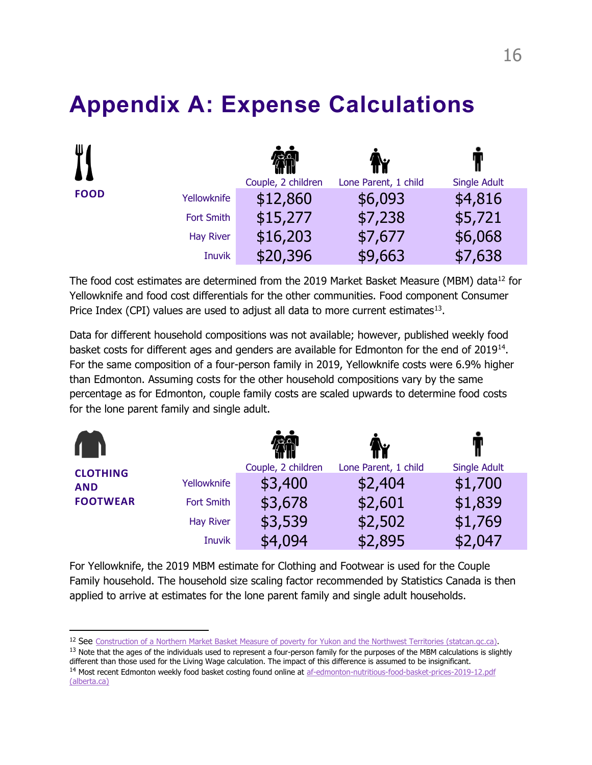# Appendix A: Expense Calculations

**FOOD**

| | Couple, 2 children | Lone Parent, 1 child | Single Adult |
|---|---|---|---|
| Yellowknife | $12,860 | $6,093 | $4,816 |
| Fort Smith | $15,277 | $7,238 | $5,721 |
| Hay River | $16,203 | $7,677 | $6,068 |
| Inuvik | $20,396 | $9,663 | $7,638 |

The food cost estimates are determined from the 2019 Market Basket Measure (MBM) data[12] for Yellowknife and food cost differentials for the other communities. Food component Consumer Price Index (CPI) values are used to adjust all data to more current estimates[13].

Data for different household compositions was not available; however, published weekly food basket costs for different ages and genders are available for Edmonton for the end of 2019[14]. For the same composition of a four-person family in 2019, Yellowknife costs were 6.9% higher than Edmonton. Assuming costs for the other household compositions vary by the same percentage as for Edmonton, couple family costs are scaled upwards to determine food costs for the lone parent family and single adult.

**CLOTHING AND FOOTWEAR**

| | Couple, 2 children | Lone Parent, 1 child | Single Adult |
|---|---|---|---|
| Yellowknife | $3,400 | $2,404 | $1,700 |
| Fort Smith | $3,678 | $2,601 | $1,839 |
| Hay River | $3,539 | $2,502 | $1,769 |
| Inuvik | $4,094 | $2,895 | $2,047 |

For Yellowknife, the 2019 MBM estimate for Clothing and Footwear is used for the Couple Family household. The household size scaling factor recommended by Statistics Canada is then applied to arrive at estimates for the lone parent family and single adult households.

---

[12] See Construction of a Northern Market Basket Measure of poverty for Yukon and the Northwest Territories (statcan.gc.ca).

[13] Note that the ages of the individuals used to represent a four-person family for the purposes of the MBM calculations is slightly different than those used for the Living Wage calculation. The impact of this difference is assumed to be insignificant.

[14] Most recent Edmonton weekly food basket costing found online at af-edmonton-nutritious-food-basket-prices-2019-12.pdf (alberta.ca)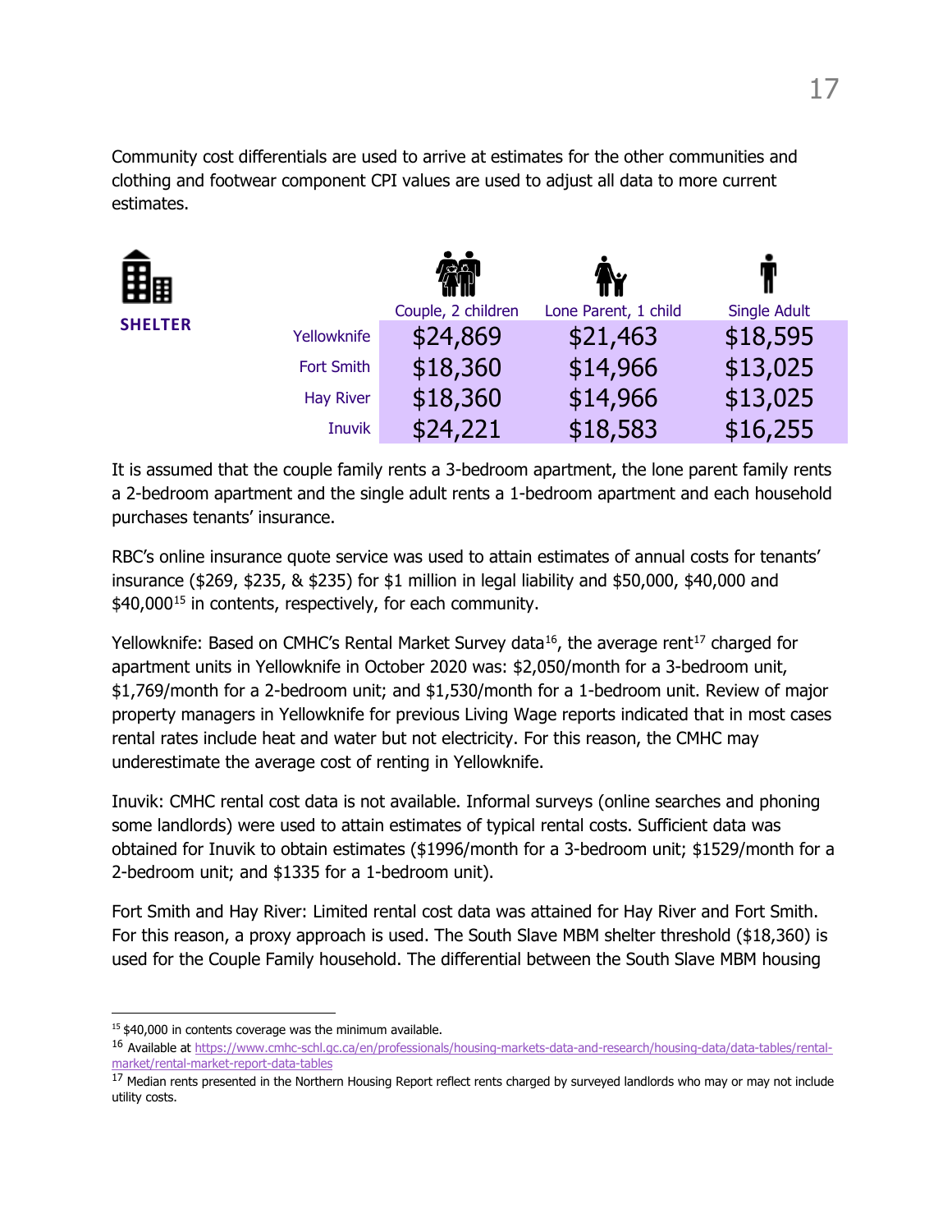Community cost differentials are used to arrive at estimates for the other communities and clothing and footwear component CPI values are used to adjust all data to more current estimates.

**SHELTER**

| | Couple, 2 children | Lone Parent, 1 child | Single Adult |
|---|---|---|---|
| Yellowknife | $24,869 | $21,463 | $18,595 |
| Fort Smith | $18,360 | $14,966 | $13,025 |
| Hay River | $18,360 | $14,966 | $13,025 |
| Inuvik | $24,221 | $18,583 | $16,255 |

It is assumed that the couple family rents a 3-bedroom apartment, the lone parent family rents a 2-bedroom apartment and the single adult rents a 1-bedroom apartment and each household purchases tenants' insurance.

RBC's online insurance quote service was used to attain estimates of annual costs for tenants' insurance ($269, $235, & $235) for $1 million in legal liability and $50,000, $40,000 and $40,000[15] in contents, respectively, for each community.

Yellowknife: Based on CMHC's Rental Market Survey data[16], the average rent[17] charged for apartment units in Yellowknife in October 2020 was: $2,050/month for a 3-bedroom unit, $1,769/month for a 2-bedroom unit; and $1,530/month for a 1-bedroom unit. Review of major property managers in Yellowknife for previous Living Wage reports indicated that in most cases rental rates include heat and water but not electricity. For this reason, the CMHC may underestimate the average cost of renting in Yellowknife.

Inuvik: CMHC rental cost data is not available. Informal surveys (online searches and phoning some landlords) were used to attain estimates of typical rental costs. Sufficient data was obtained for Inuvik to obtain estimates ($1996/month for a 3-bedroom unit; $1529/month for a 2-bedroom unit; and $1335 for a 1-bedroom unit).

Fort Smith and Hay River: Limited rental cost data was attained for Hay River and Fort Smith. For this reason, a proxy approach is used. The South Slave MBM shelter threshold ($18,360) is used for the Couple Family household. The differential between the South Slave MBM housing

---

[15] $40,000 in contents coverage was the minimum available.

[16] Available at https://www.cmhc-schl.gc.ca/en/professionals/housing-markets-data-and-research/housing-data/data-tables/rental-market/rental-market-report-data-tables

[17] Median rents presented in the Northern Housing Report reflect rents charged by surveyed landlords who may or may not include utility costs.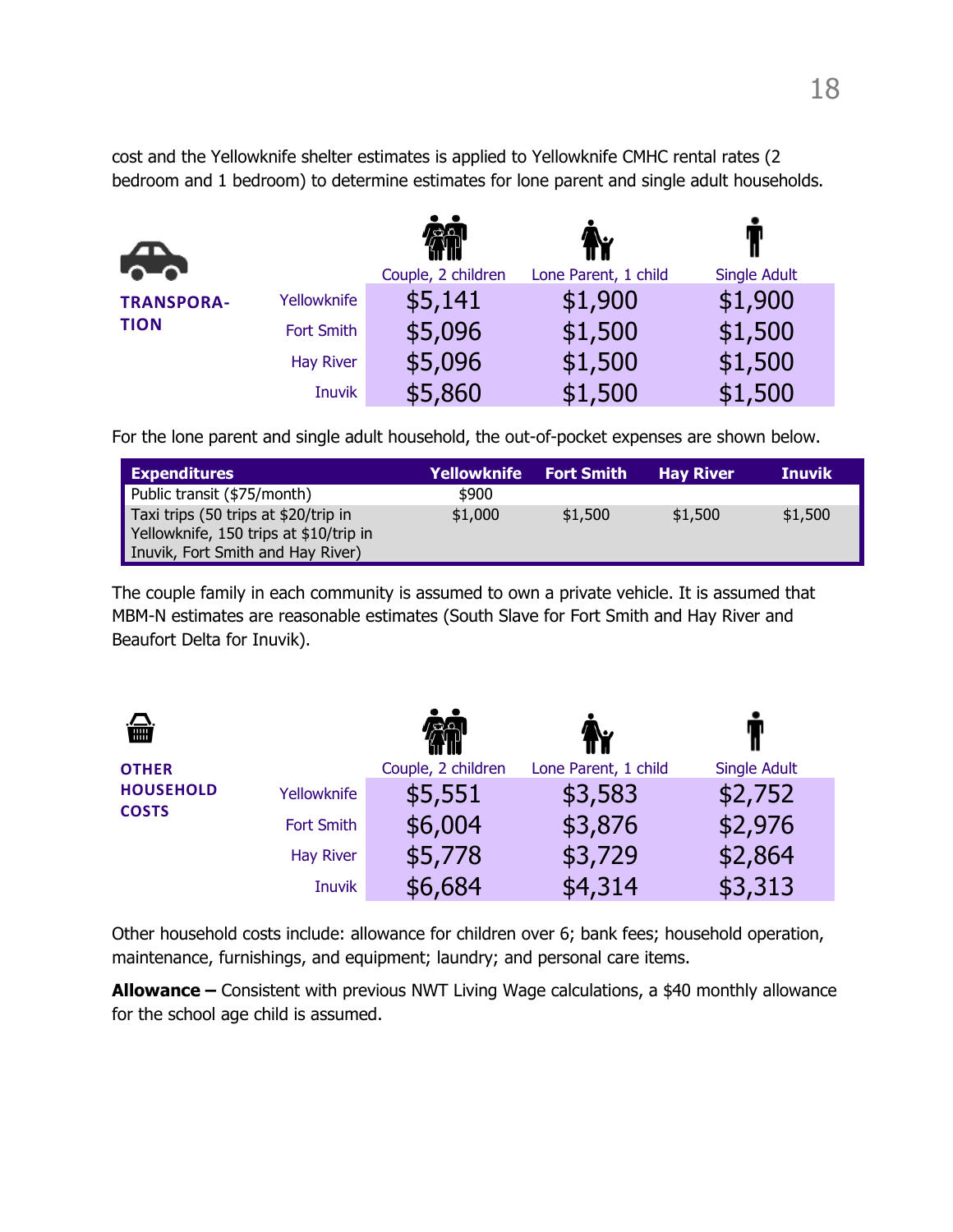cost and the Yellowknife shelter estimates is applied to Yellowknife CMHC rental rates (2 bedroom and 1 bedroom) to determine estimates for lone parent and single adult households.

| TRANSPORATION | | Couple, 2 children | Lone Parent, 1 child | Single Adult |
|---|---|---|---|---|
| | Yellowknife | $5,141 | $1,900 | $1,900 |
| | Fort Smith | $5,096 | $1,500 | $1,500 |
| | Hay River | $5,096 | $1,500 | $1,500 |
| | Inuvik | $5,860 | $1,500 | $1,500 |

For the lone parent and single adult household, the out-of-pocket expenses are shown below.

| Expenditures | Yellowknife | Fort Smith | Hay River | Inuvik |
|---|---|---|---|---|
| Public transit ($75/month) | $900 | | | |
| Taxi trips (50 trips at $20/trip in Yellowknife, 150 trips at $10/trip in Inuvik, Fort Smith and Hay River) | $1,000 | $1,500 | $1,500 | $1,500 |

The couple family in each community is assumed to own a private vehicle. It is assumed that MBM-N estimates are reasonable estimates (South Slave for Fort Smith and Hay River and Beaufort Delta for Inuvik).

| OTHER HOUSEHOLD COSTS | | Couple, 2 children | Lone Parent, 1 child | Single Adult |
|---|---|---|---|---|
| | Yellowknife | $5,551 | $3,583 | $2,752 |
| | Fort Smith | $6,004 | $3,876 | $2,976 |
| | Hay River | $5,778 | $3,729 | $2,864 |
| | Inuvik | $6,684 | $4,314 | $3,313 |

Other household costs include: allowance for children over 6; bank fees; household operation, maintenance, furnishings, and equipment; laundry; and personal care items.

**Allowance –** Consistent with previous NWT Living Wage calculations, a $40 monthly allowance for the school age child is assumed.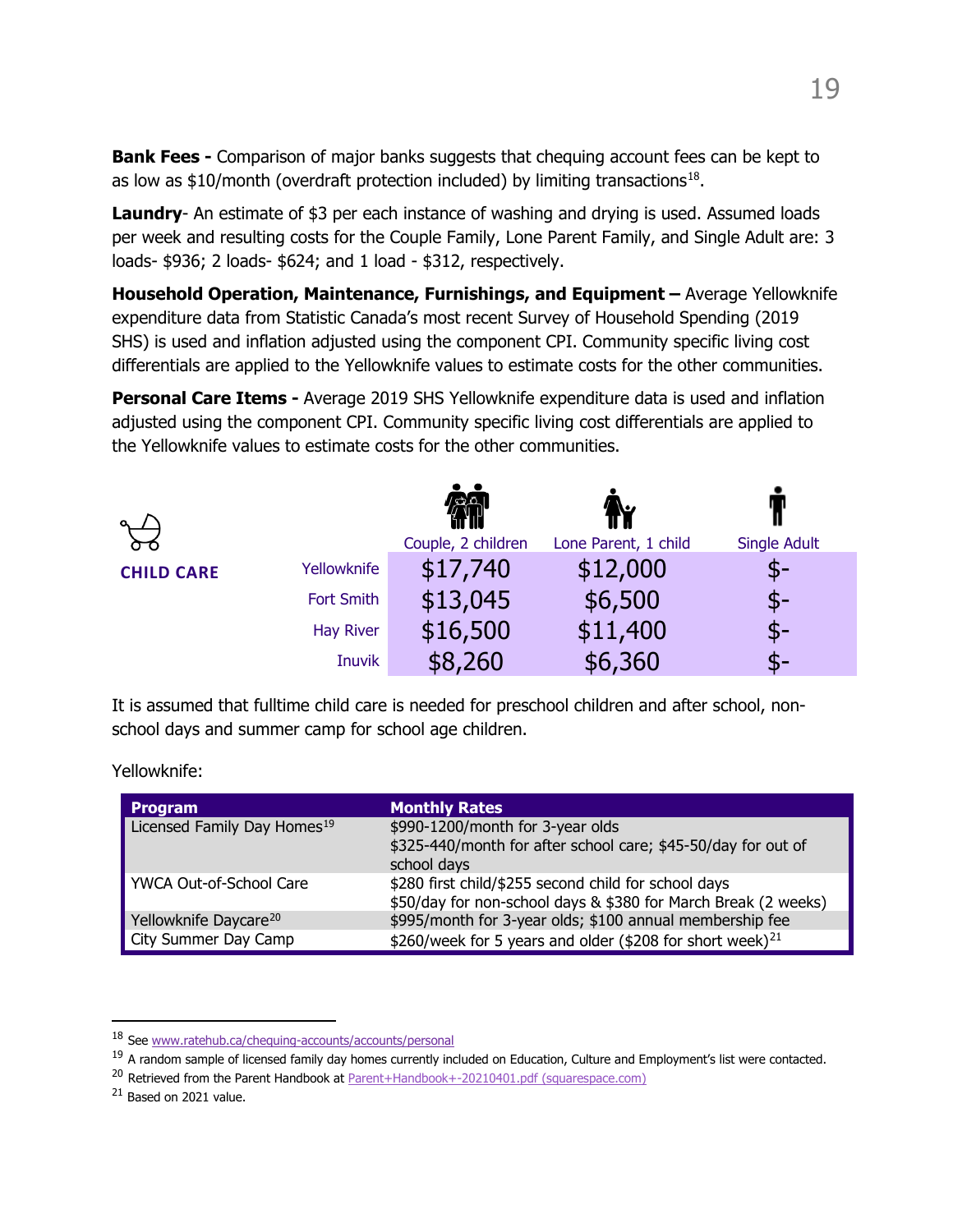**Bank Fees -** Comparison of major banks suggests that chequing account fees can be kept to as low as $10/month (overdraft protection included) by limiting transactions[18].

**Laundry**- An estimate of $3 per each instance of washing and drying is used. Assumed loads per week and resulting costs for the Couple Family, Lone Parent Family, and Single Adult are: 3 loads- $936; 2 loads- $624; and 1 load - $312, respectively.

**Household Operation, Maintenance, Furnishings, and Equipment –** Average Yellowknife expenditure data from Statistic Canada's most recent Survey of Household Spending (2019 SHS) is used and inflation adjusted using the component CPI. Community specific living cost differentials are applied to the Yellowknife values to estimate costs for the other communities.

**Personal Care Items -** Average 2019 SHS Yellowknife expenditure data is used and inflation adjusted using the component CPI. Community specific living cost differentials are applied to the Yellowknife values to estimate costs for the other communities.

| CHILD CARE | | Couple, 2 children | Lone Parent, 1 child | Single Adult |
|---|---|---|---|---|
| | Yellowknife | $17,740 | $12,000 | $- |
| | Fort Smith | $13,045 | $6,500 | $- |
| | Hay River | $16,500 | $11,400 | $- |
| | Inuvik | $8,260 | $6,360 | $- |

It is assumed that fulltime child care is needed for preschool children and after school, non-school days and summer camp for school age children.

Yellowknife:

| Program | Monthly Rates |
|---|---|
| Licensed Family Day Homes[19] | $990-1200/month for 3-year olds<br>$325-440/month for after school care; $45-50/day for out of school days |
| YWCA Out-of-School Care | $280 first child/$255 second child for school days<br>$50/day for non-school days & $380 for March Break (2 weeks) |
| Yellowknife Daycare[20] | $995/month for 3-year olds; $100 annual membership fee |
| City Summer Day Camp | $260/week for 5 years and older ($208 for short week)[21] |

[18] See www.ratehub.ca/chequing-accounts/accounts/personal

[19] A random sample of licensed family day homes currently included on Education, Culture and Employment's list were contacted.

[20] Retrieved from the Parent Handbook at Parent+Handbook+-20210401.pdf (squarespace.com)

[21] Based on 2021 value.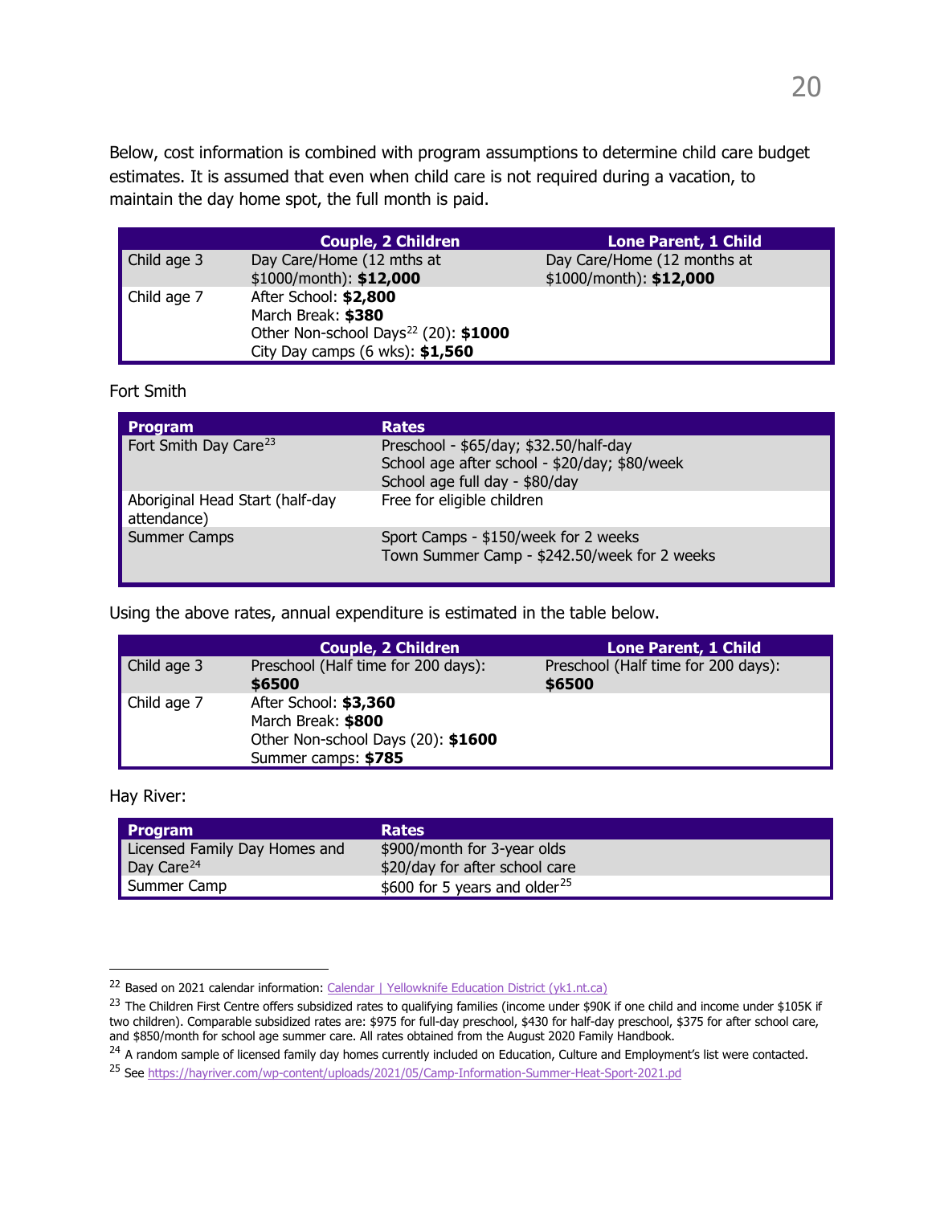Below, cost information is combined with program assumptions to determine child care budget estimates. It is assumed that even when child care is not required during a vacation, to maintain the day home spot, the full month is paid.

| | Couple, 2 Children | Lone Parent, 1 Child |
|---|---|---|
| Child age 3 | Day Care/Home (12 mths at $1000/month): **$12,000** | Day Care/Home (12 months at $1000/month): **$12,000** |
| Child age 7 | After School: **$2,800**<br>March Break: **$380**<br>Other Non-school Days[22] (20): **$1000**<br>City Day camps (6 wks): **$1,560** | |

Fort Smith

| Program | Rates |
|---|---|
| Fort Smith Day Care[23] | Preschool - $65/day; $32.50/half-day<br>School age after school - $20/day; $80/week<br>School age full day - $80/day |
| Aboriginal Head Start (half-day attendance) | Free for eligible children |
| Summer Camps | Sport Camps - $150/week for 2 weeks<br>Town Summer Camp - $242.50/week for 2 weeks |

Using the above rates, annual expenditure is estimated in the table below.

| | Couple, 2 Children | Lone Parent, 1 Child |
|---|---|---|
| Child age 3 | Preschool (Half time for 200 days): **$6500** | Preschool (Half time for 200 days): **$6500** |
| Child age 7 | After School: **$3,360**<br>March Break: **$800**<br>Other Non-school Days (20): **$1600**<br>Summer camps: **$785** | |

Hay River:

| Program | Rates |
|---|---|
| Licensed Family Day Homes and Day Care[24] | $900/month for 3-year olds<br>$20/day for after school care |
| Summer Camp | $600 for 5 years and older[25] |

[22] Based on 2021 calendar information: Calendar | Yellowknife Education District (yk1.nt.ca)

[23] The Children First Centre offers subsidized rates to qualifying families (income under $90K if one child and income under $105K if two children). Comparable subsidized rates are: $975 for full-day preschool, $430 for half-day preschool, $375 for after school care, and $850/month for school age summer care. All rates obtained from the August 2020 Family Handbook.

[24] A random sample of licensed family day homes currently included on Education, Culture and Employment's list were contacted.

[25] See https://hayriver.com/wp-content/uploads/2021/05/Camp-Information-Summer-Heat-Sport-2021.pd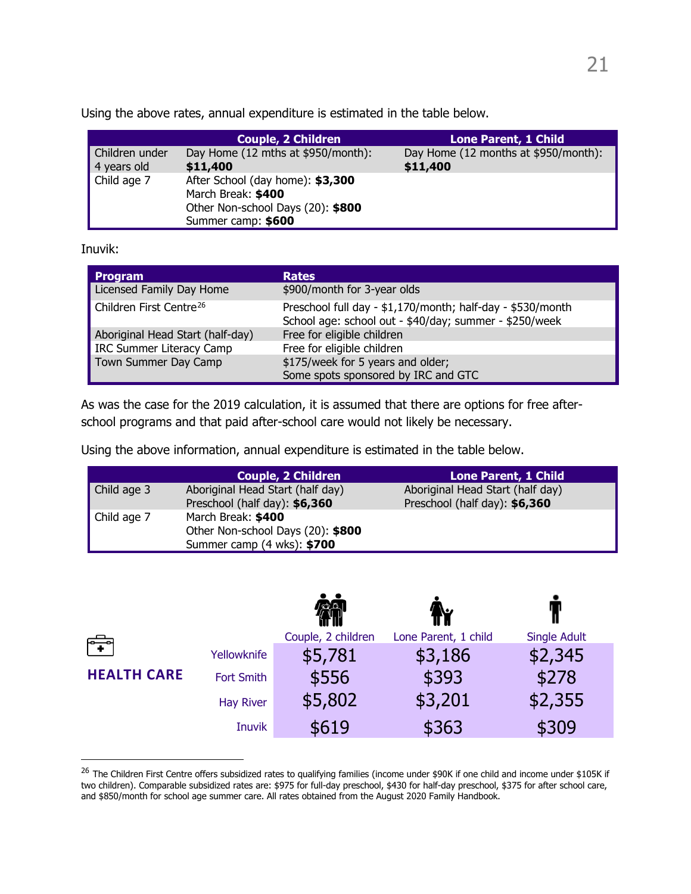Using the above rates, annual expenditure is estimated in the table below.

| | Couple, 2 Children | Lone Parent, 1 Child |
|---|---|---|
| Children under 4 years old | Day Home (12 mths at $950/month): **$11,400** | Day Home (12 months at $950/month): **$11,400** |
| Child age 7 | After School (day home): **$3,300**<br>March Break: **$400**<br>Other Non-school Days (20): **$800**<br>Summer camp: **$600** | |

Inuvik:

| Program | Rates |
|---|---|
| Licensed Family Day Home | $900/month for 3-year olds |
| Children First Centre[26] | Preschool full day - $1,170/month; half-day - $530/month<br>School age: school out - $40/day; summer - $250/week |
| Aboriginal Head Start (half-day) | Free for eligible children |
| IRC Summer Literacy Camp | Free for eligible children |
| Town Summer Day Camp | $175/week for 5 years and older;<br>Some spots sponsored by IRC and GTC |

As was the case for the 2019 calculation, it is assumed that there are options for free after-school programs and that paid after-school care would not likely be necessary.

Using the above information, annual expenditure is estimated in the table below.

| | Couple, 2 Children | Lone Parent, 1 Child |
|---|---|---|
| Child age 3 | Aboriginal Head Start (half day)<br>Preschool (half day): **$6,360** | Aboriginal Head Start (half day)<br>Preschool (half day): **$6,360** |
| Child age 7 | March Break: **$400**<br>Other Non-school Days (20): **$800**<br>Summer camp (4 wks): **$700** | |

## HEALTH CARE

| | Couple, 2 children | Lone Parent, 1 child | Single Adult |
|---|---|---|---|
| Yellowknife | $5,781 | $3,186 | $2,345 |
| Fort Smith | $556 | $393 | $278 |
| Hay River | $5,802 | $3,201 | $2,355 |
| Inuvik | $619 | $363 | $309 |

[26] The Children First Centre offers subsidized rates to qualifying families (income under $90K if one child and income under $105K if two children). Comparable subsidized rates are: $975 for full-day preschool, $430 for half-day preschool, $375 for after school care, and $850/month for school age summer care. All rates obtained from the August 2020 Family Handbook.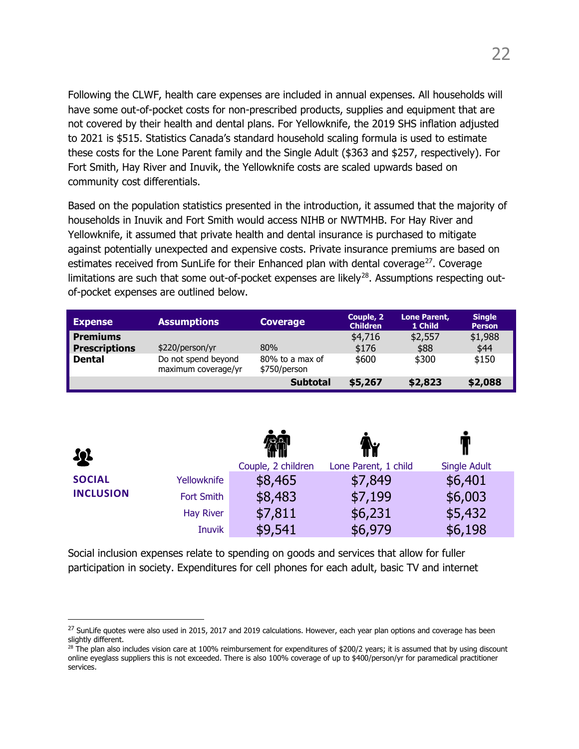Following the CLWF, health care expenses are included in annual expenses. All households will have some out-of-pocket costs for non-prescribed products, supplies and equipment that are not covered by their health and dental plans. For Yellowknife, the 2019 SHS inflation adjusted to 2021 is $515. Statistics Canada's standard household scaling formula is used to estimate these costs for the Lone Parent family and the Single Adult ($363 and $257, respectively). For Fort Smith, Hay River and Inuvik, the Yellowknife costs are scaled upwards based on community cost differentials.

Based on the population statistics presented in the introduction, it assumed that the majority of households in Inuvik and Fort Smith would access NIHB or NWTMHB. For Hay River and Yellowknife, it assumed that private health and dental insurance is purchased to mitigate against potentially unexpected and expensive costs. Private insurance premiums are based on estimates received from SunLife for their Enhanced plan with dental coverage[27]. Coverage limitations are such that some out-of-pocket expenses are likely[28]. Assumptions respecting out-of-pocket expenses are outlined below.

| Expense | Assumptions | Coverage | Couple, 2 Children | Lone Parent, 1 Child | Single Person |
|---|---|---|---|---|---|
| **Premiums** | | | $4,716 | $2,557 | $1,988 |
| **Prescriptions** | $220/person/yr | 80% | $176 | $88 | $44 |
| **Dental** | Do not spend beyond maximum coverage/yr | 80% to a max of $750/person | $600 | $300 | $150 |
| | | **Subtotal** | **$5,267** | **$2,823** | **$2,088** |

**SOCIAL INCLUSION**

| | Couple, 2 children | Lone Parent, 1 child | Single Adult |
|---|---|---|---|
| Yellowknife | $8,465 | $7,849 | $6,401 |
| Fort Smith | $8,483 | $7,199 | $6,003 |
| Hay River | $7,811 | $6,231 | $5,432 |
| Inuvik | $9,541 | $6,979 | $6,198 |

Social inclusion expenses relate to spending on goods and services that allow for fuller participation in society. Expenditures for cell phones for each adult, basic TV and internet

---

[27] SunLife quotes were also used in 2015, 2017 and 2019 calculations. However, each year plan options and coverage has been slightly different.

[28] The plan also includes vision care at 100% reimbursement for expenditures of $200/2 years; it is assumed that by using discount online eyeglass suppliers this is not exceeded. There is also 100% coverage of up to $400/person/yr for paramedical practitioner services.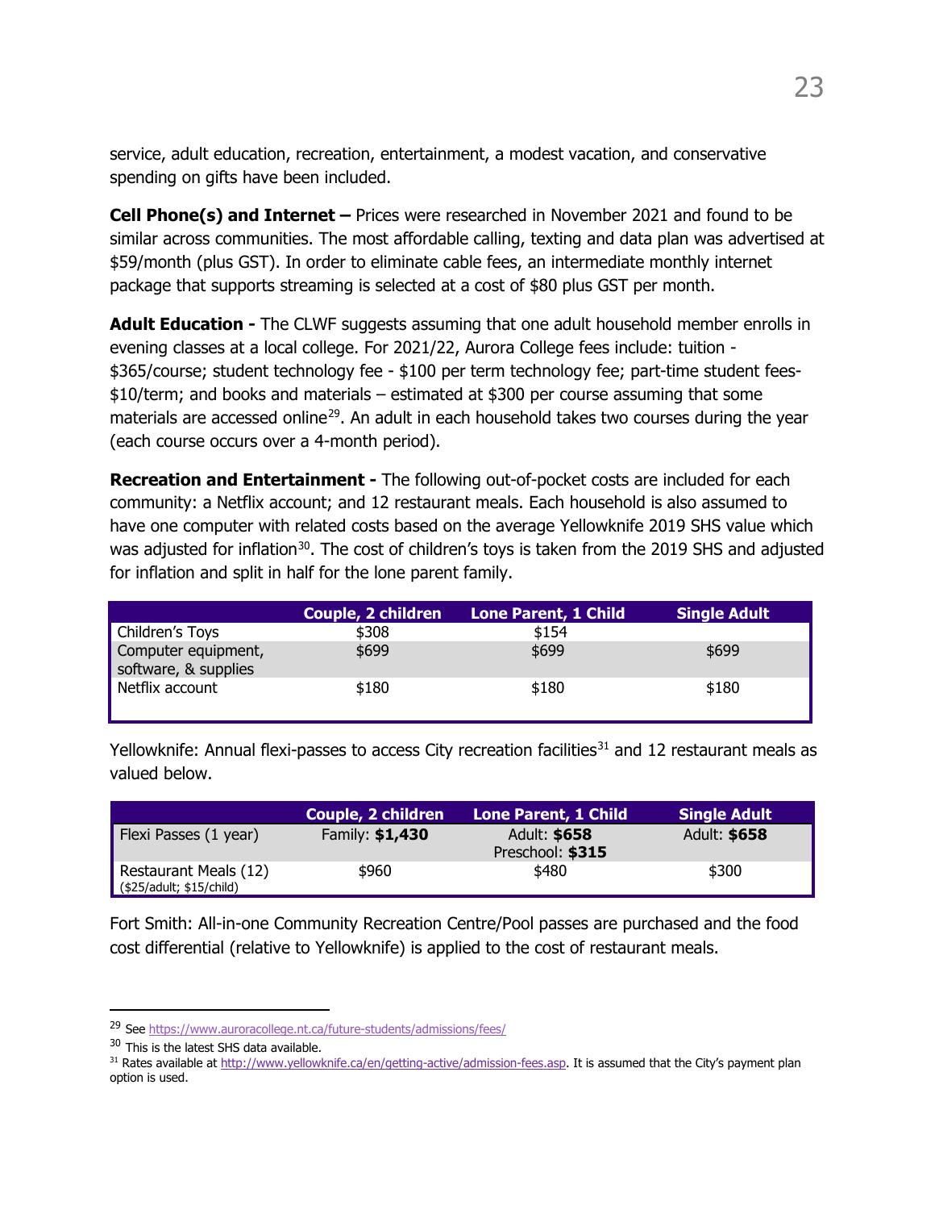service, adult education, recreation, entertainment, a modest vacation, and conservative spending on gifts have been included.

**Cell Phone(s) and Internet –** Prices were researched in November 2021 and found to be similar across communities. The most affordable calling, texting and data plan was advertised at $59/month (plus GST). In order to eliminate cable fees, an intermediate monthly internet package that supports streaming is selected at a cost of $80 plus GST per month.

**Adult Education -** The CLWF suggests assuming that one adult household member enrolls in evening classes at a local college. For 2021/22, Aurora College fees include: tuition - $365/course; student technology fee - $100 per term technology fee; part-time student fees- $10/term; and books and materials – estimated at $300 per course assuming that some materials are accessed online[29]. An adult in each household takes two courses during the year (each course occurs over a 4-month period).

**Recreation and Entertainment -** The following out-of-pocket costs are included for each community: a Netflix account; and 12 restaurant meals. Each household is also assumed to have one computer with related costs based on the average Yellowknife 2019 SHS value which was adjusted for inflation[30]. The cost of children's toys is taken from the 2019 SHS and adjusted for inflation and split in half for the lone parent family.

| | Couple, 2 children | Lone Parent, 1 Child | Single Adult |
|---|---|---|---|
| Children's Toys | $308 | $154 | |
| Computer equipment, software, & supplies | $699 | $699 | $699 |
| Netflix account | $180 | $180 | $180 |

Yellowknife: Annual flexi-passes to access City recreation facilities[31] and 12 restaurant meals as valued below.

| | Couple, 2 children | Lone Parent, 1 Child | Single Adult |
|---|---|---|---|
| Flexi Passes (1 year) | Family: **$1,430** | Adult: **$658**<br>Preschool: **$315** | Adult: **$658** |
| Restaurant Meals (12)<br>($25/adult; $15/child) | $960 | $480 | $300 |

Fort Smith: All-in-one Community Recreation Centre/Pool passes are purchased and the food cost differential (relative to Yellowknife) is applied to the cost of restaurant meals.

---

[29] See https://www.auroracollege.nt.ca/future-students/admissions/fees/

[30] This is the latest SHS data available.

[31] Rates available at http://www.yellowknife.ca/en/getting-active/admission-fees.asp. It is assumed that the City's payment plan option is used.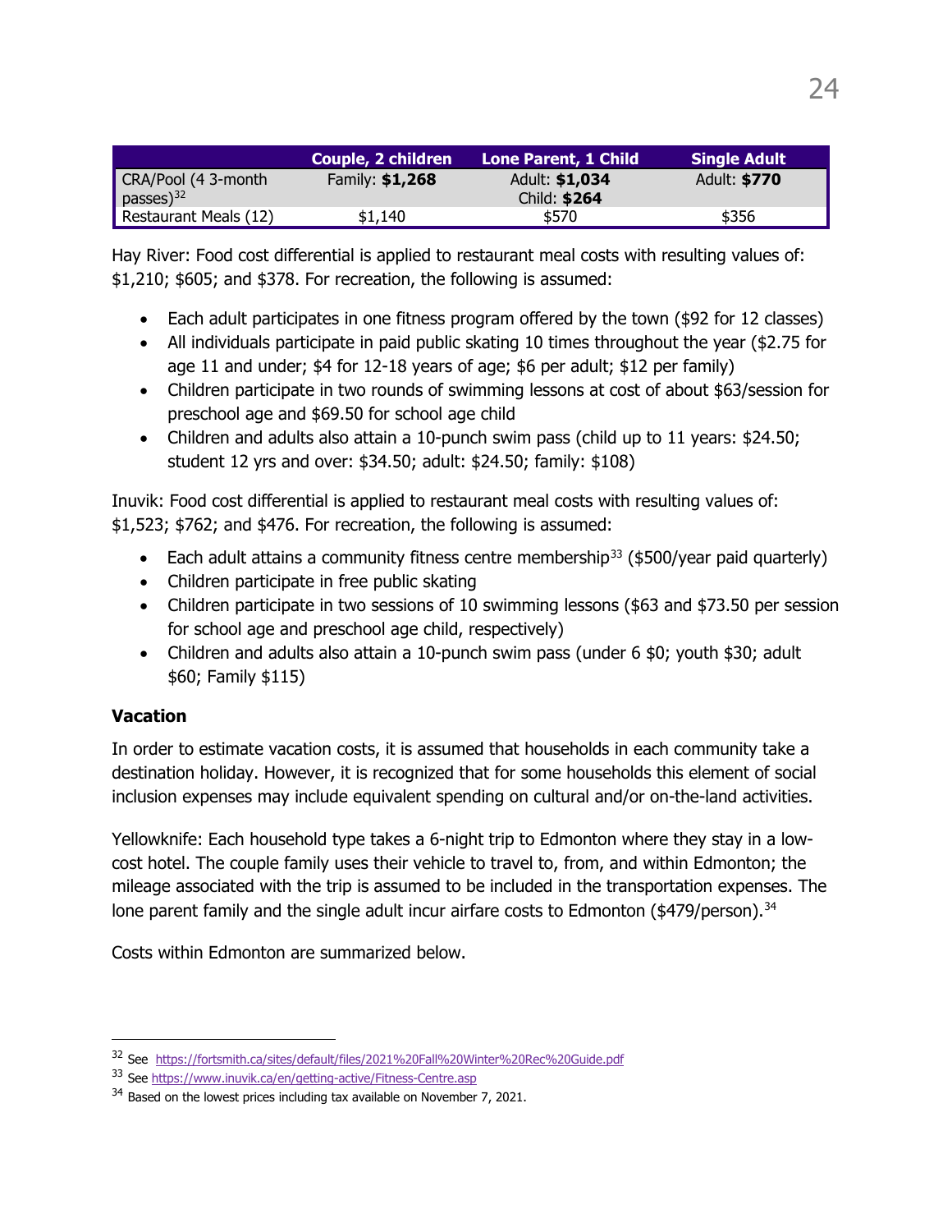| | Couple, 2 children | Lone Parent, 1 Child | Single Adult |
|---|---|---|---|
| CRA/Pool (4 3-month passes)[32] | Family: **$1,268** | Adult: **$1,034**<br>Child: **$264** | Adult: **$770** |
| Restaurant Meals (12) | $1,140 | $570 | $356 |

Hay River: Food cost differential is applied to restaurant meal costs with resulting values of: $1,210; $605; and $378. For recreation, the following is assumed:

- Each adult participates in one fitness program offered by the town ($92 for 12 classes)
- All individuals participate in paid public skating 10 times throughout the year ($2.75 for age 11 and under; $4 for 12-18 years of age; $6 per adult; $12 per family)
- Children participate in two rounds of swimming lessons at cost of about $63/session for preschool age and $69.50 for school age child
- Children and adults also attain a 10-punch swim pass (child up to 11 years: $24.50; student 12 yrs and over: $34.50; adult: $24.50; family: $108)

Inuvik: Food cost differential is applied to restaurant meal costs with resulting values of: $1,523; $762; and $476. For recreation, the following is assumed:

- Each adult attains a community fitness centre membership[33] ($500/year paid quarterly)
- Children participate in free public skating
- Children participate in two sessions of 10 swimming lessons ($63 and $73.50 per session for school age and preschool age child, respectively)
- Children and adults also attain a 10-punch swim pass (under 6 $0; youth $30; adult $60; Family $115)

### Vacation

In order to estimate vacation costs, it is assumed that households in each community take a destination holiday. However, it is recognized that for some households this element of social inclusion expenses may include equivalent spending on cultural and/or on-the-land activities.

Yellowknife: Each household type takes a 6-night trip to Edmonton where they stay in a low-cost hotel. The couple family uses their vehicle to travel to, from, and within Edmonton; the mileage associated with the trip is assumed to be included in the transportation expenses. The lone parent family and the single adult incur airfare costs to Edmonton ($479/person).[34]

Costs within Edmonton are summarized below.

---

[32] See https://fortsmith.ca/sites/default/files/2021%20Fall%20Winter%20Rec%20Guide.pdf

[33] See https://www.inuvik.ca/en/getting-active/Fitness-Centre.asp

[34] Based on the lowest prices including tax available on November 7, 2021.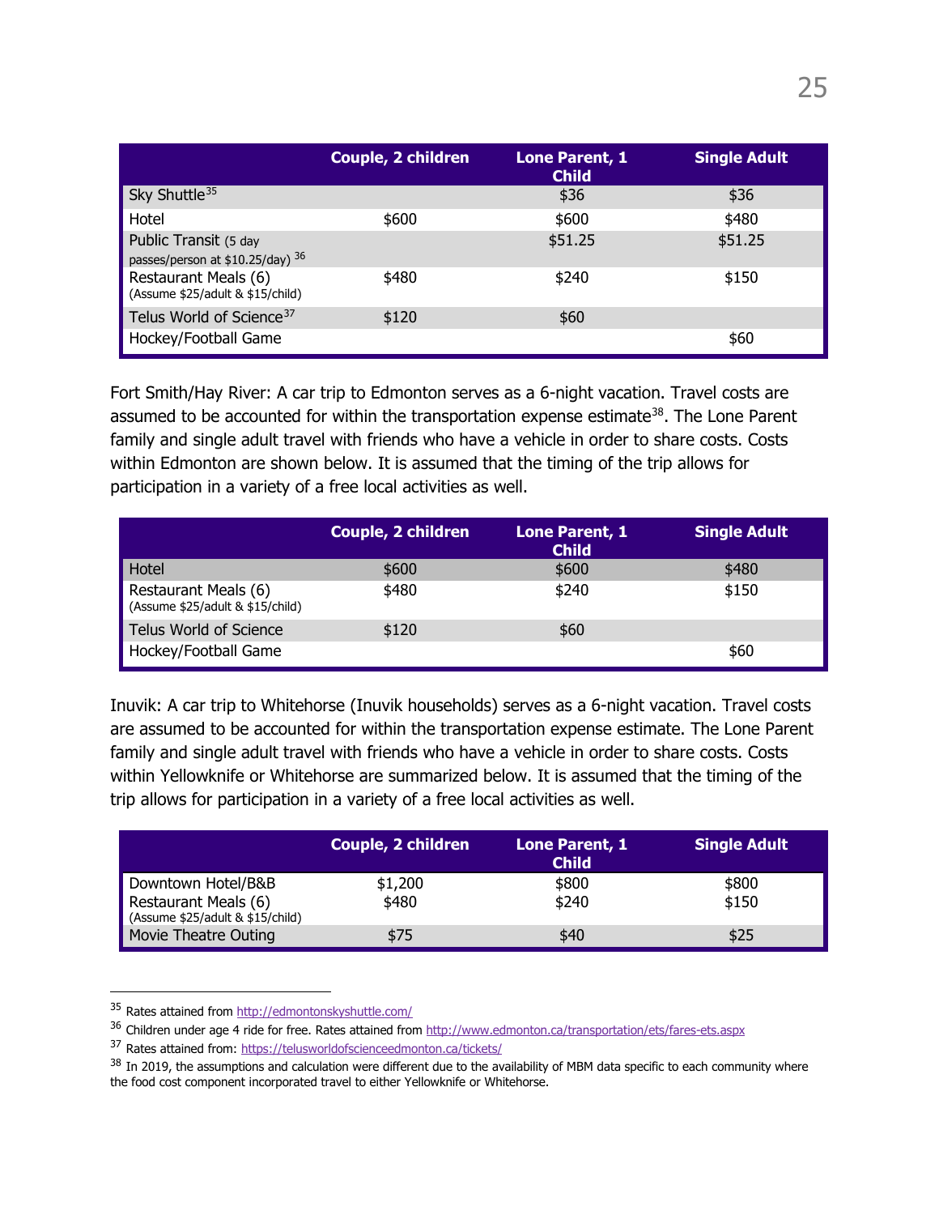| | Couple, 2 children | Lone Parent, 1 Child | Single Adult |
|---|---|---|---|
| Sky Shuttle[35] | | $36 | $36 |
| Hotel | $600 | $600 | $480 |
| Public Transit (5 day passes/person at $10.25/day) [36] | | $51.25 | $51.25 |
| Restaurant Meals (6) (Assume $25/adult & $15/child) | $480 | $240 | $150 |
| Telus World of Science[37] | $120 | $60 | |
| Hockey/Football Game | | | $60 |

Fort Smith/Hay River: A car trip to Edmonton serves as a 6-night vacation. Travel costs are assumed to be accounted for within the transportation expense estimate[38]. The Lone Parent family and single adult travel with friends who have a vehicle in order to share costs. Costs within Edmonton are shown below. It is assumed that the timing of the trip allows for participation in a variety of a free local activities as well.

| | Couple, 2 children | Lone Parent, 1 Child | Single Adult |
|---|---|---|---|
| Hotel | $600 | $600 | $480 |
| Restaurant Meals (6) (Assume $25/adult & $15/child) | $480 | $240 | $150 |
| Telus World of Science | $120 | $60 | |
| Hockey/Football Game | | | $60 |

Inuvik: A car trip to Whitehorse (Inuvik households) serves as a 6-night vacation. Travel costs are assumed to be accounted for within the transportation expense estimate. The Lone Parent family and single adult travel with friends who have a vehicle in order to share costs. Costs within Yellowknife or Whitehorse are summarized below. It is assumed that the timing of the trip allows for participation in a variety of a free local activities as well.

| | Couple, 2 children | Lone Parent, 1 Child | Single Adult |
|---|---|---|---|
| Downtown Hotel/B&B | $1,200 | $800 | $800 |
| Restaurant Meals (6) (Assume $25/adult & $15/child) | $480 | $240 | $150 |
| Movie Theatre Outing | $75 | $40 | $25 |

[35] Rates attained from http://edmontonskyshuttle.com/

[36] Children under age 4 ride for free. Rates attained from http://www.edmonton.ca/transportation/ets/fares-ets.aspx

[37] Rates attained from: https://telusworldofscienceedmonton.ca/tickets/

[38] In 2019, the assumptions and calculation were different due to the availability of MBM data specific to each community where the food cost component incorporated travel to either Yellowknife or Whitehorse.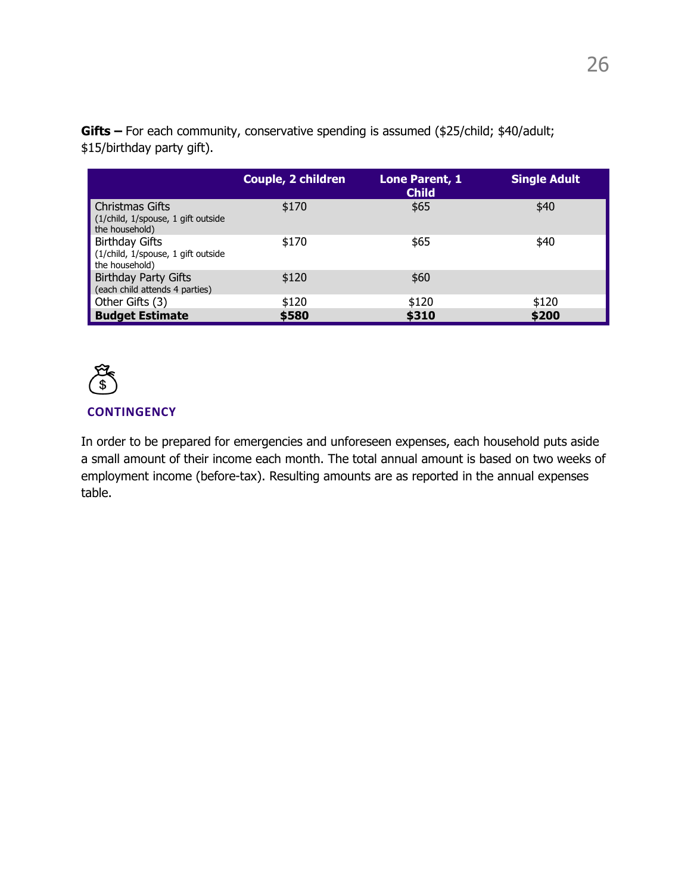**Gifts –** For each community, conservative spending is assumed ($25/child; $40/adult; $15/birthday party gift).

| | Couple, 2 children | Lone Parent, 1 Child | Single Adult |
|---|---|---|---|
| Christmas Gifts (1/child, 1/spouse, 1 gift outside the household) | $170 | $65 | $40 |
| Birthday Gifts (1/child, 1/spouse, 1 gift outside the household) | $170 | $65 | $40 |
| Birthday Party Gifts (each child attends 4 parties) | $120 | $60 | |
| Other Gifts (3) | $120 | $120 | $120 |
| **Budget Estimate** | **$580** | **$310** | **$200** |

## CONTINGENCY

In order to be prepared for emergencies and unforeseen expenses, each household puts aside a small amount of their income each month. The total annual amount is based on two weeks of employment income (before-tax). Resulting amounts are as reported in the annual expenses table.